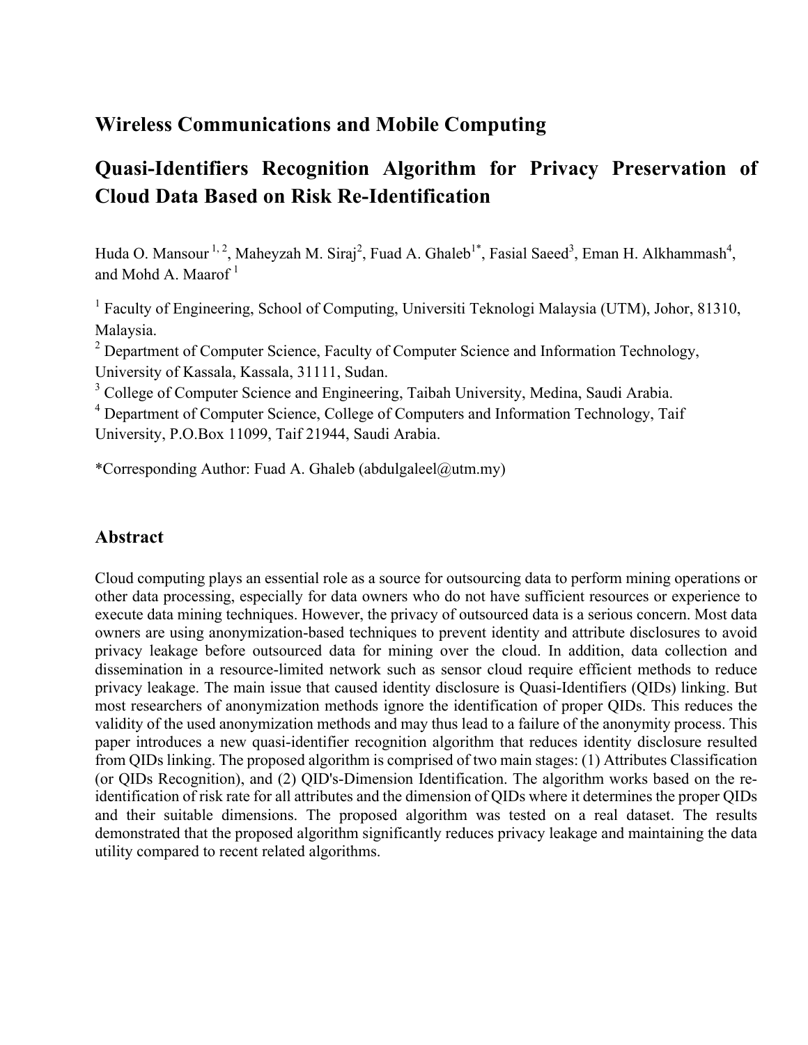# Wireless Communications and Mobile Computing

# Quasi-Identifiers Recognition Algorithm for Privacy Preservation of Cloud Data Based on Risk Re-Identification

Huda O. Mansour [1, 2], Maheyzah M. Siraj[2], Fuad A. Ghaleb[1*], Fasial Saeed[3], Eman H. Alkhammash[4], and Mohd A. Maarof [1]

[1] Faculty of Engineering, School of Computing, Universiti Teknologi Malaysia (UTM), Johor, 81310, Malaysia.
[2] Department of Computer Science, Faculty of Computer Science and Information Technology, University of Kassala, Kassala, 31111, Sudan.
[3] College of Computer Science and Engineering, Taibah University, Medina, Saudi Arabia.
[4] Department of Computer Science, College of Computers and Information Technology, Taif University, P.O.Box 11099, Taif 21944, Saudi Arabia.

*Corresponding Author: Fuad A. Ghaleb (abdulgaleel@utm.my)

## Abstract

Cloud computing plays an essential role as a source for outsourcing data to perform mining operations or other data processing, especially for data owners who do not have sufficient resources or experience to execute data mining techniques. However, the privacy of outsourced data is a serious concern. Most data owners are using anonymization-based techniques to prevent identity and attribute disclosures to avoid privacy leakage before outsourced data for mining over the cloud. In addition, data collection and dissemination in a resource-limited network such as sensor cloud require efficient methods to reduce privacy leakage. The main issue that caused identity disclosure is Quasi-Identifiers (QIDs) linking. But most researchers of anonymization methods ignore the identification of proper QIDs. This reduces the validity of the used anonymization methods and may thus lead to a failure of the anonymity process. This paper introduces a new quasi-identifier recognition algorithm that reduces identity disclosure resulted from QIDs linking. The proposed algorithm is comprised of two main stages: (1) Attributes Classification (or QIDs Recognition), and (2) QID's-Dimension Identification. The algorithm works based on the re-identification of risk rate for all attributes and the dimension of QIDs where it determines the proper QIDs and their suitable dimensions. The proposed algorithm was tested on a real dataset. The results demonstrated that the proposed algorithm significantly reduces privacy leakage and maintaining the data utility compared to recent related algorithms.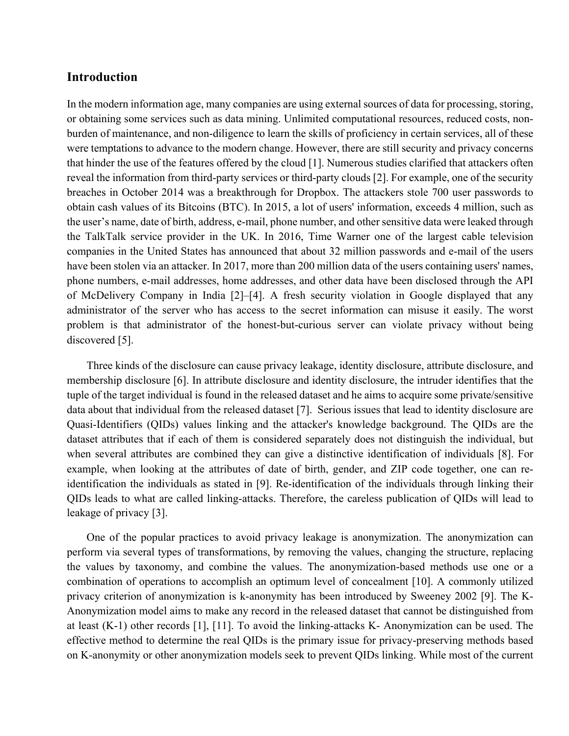## Introduction

In the modern information age, many companies are using external sources of data for processing, storing, or obtaining some services such as data mining. Unlimited computational resources, reduced costs, non-burden of maintenance, and non-diligence to learn the skills of proficiency in certain services, all of these were temptations to advance to the modern change. However, there are still security and privacy concerns that hinder the use of the features offered by the cloud [1]. Numerous studies clarified that attackers often reveal the information from third-party services or third-party clouds [2]. For example, one of the security breaches in October 2014 was a breakthrough for Dropbox. The attackers stole 700 user passwords to obtain cash values of its Bitcoins (BTC). In 2015, a lot of users' information, exceeds 4 million, such as the user's name, date of birth, address, e-mail, phone number, and other sensitive data were leaked through the TalkTalk service provider in the UK. In 2016, Time Warner one of the largest cable television companies in the United States has announced that about 32 million passwords and e-mail of the users have been stolen via an attacker. In 2017, more than 200 million data of the users containing users' names, phone numbers, e-mail addresses, home addresses, and other data have been disclosed through the API of McDelivery Company in India [2]–[4]. A fresh security violation in Google displayed that any administrator of the server who has access to the secret information can misuse it easily. The worst problem is that administrator of the honest-but-curious server can violate privacy without being discovered [5].

Three kinds of the disclosure can cause privacy leakage, identity disclosure, attribute disclosure, and membership disclosure [6]. In attribute disclosure and identity disclosure, the intruder identifies that the tuple of the target individual is found in the released dataset and he aims to acquire some private/sensitive data about that individual from the released dataset [7]. Serious issues that lead to identity disclosure are Quasi-Identifiers (QIDs) values linking and the attacker's knowledge background. The QIDs are the dataset attributes that if each of them is considered separately does not distinguish the individual, but when several attributes are combined they can give a distinctive identification of individuals [8]. For example, when looking at the attributes of date of birth, gender, and ZIP code together, one can re-identification the individuals as stated in [9]. Re-identification of the individuals through linking their QIDs leads to what are called linking-attacks. Therefore, the careless publication of QIDs will lead to leakage of privacy [3].

One of the popular practices to avoid privacy leakage is anonymization. The anonymization can perform via several types of transformations, by removing the values, changing the structure, replacing the values by taxonomy, and combine the values. The anonymization-based methods use one or a combination of operations to accomplish an optimum level of concealment [10]. A commonly utilized privacy criterion of anonymization is k-anonymity has been introduced by Sweeney 2002 [9]. The K-Anonymization model aims to make any record in the released dataset that cannot be distinguished from at least (K-1) other records [1], [11]. To avoid the linking-attacks K- Anonymization can be used. The effective method to determine the real QIDs is the primary issue for privacy-preserving methods based on K-anonymity or other anonymization models seek to prevent QIDs linking. While most of the current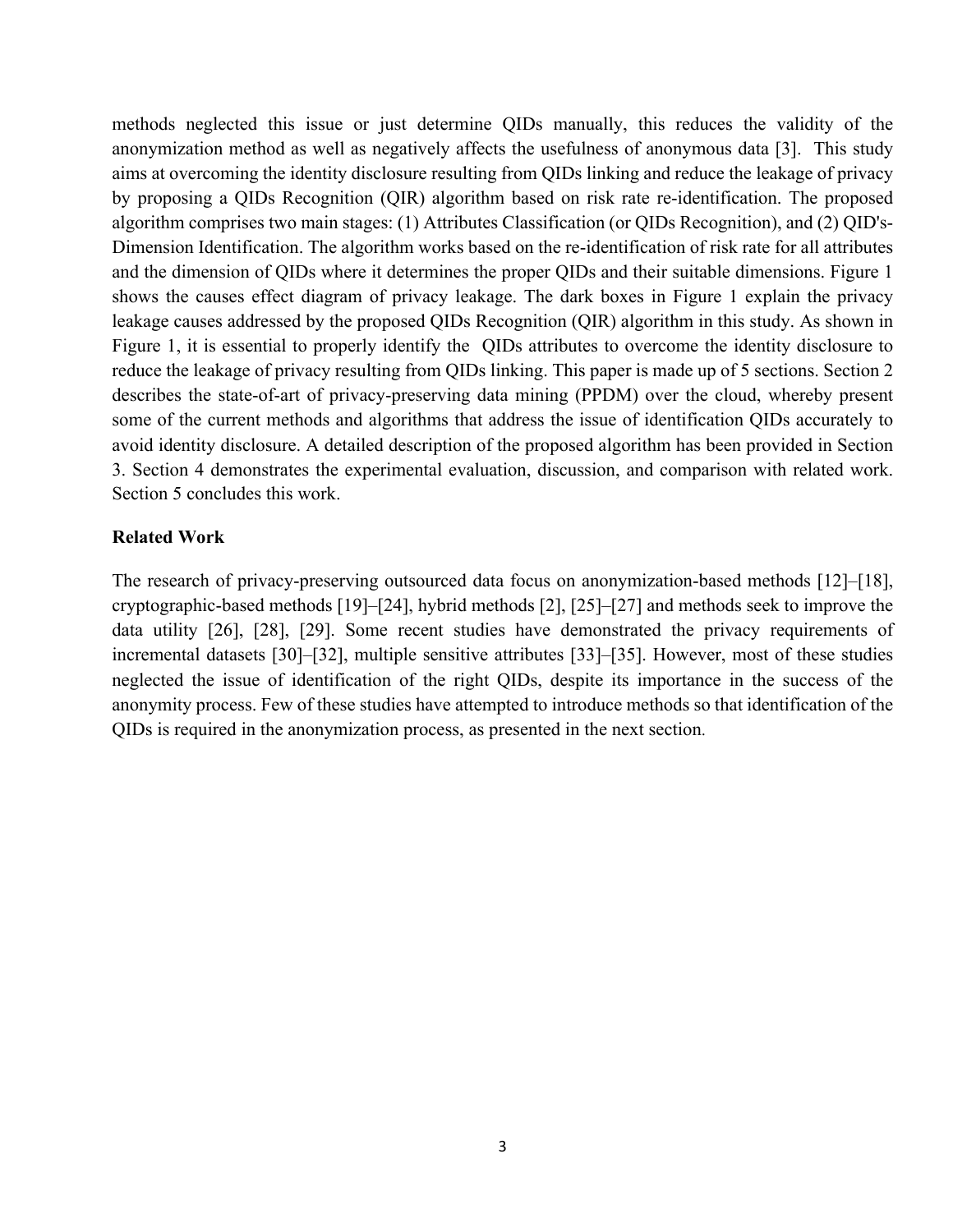methods neglected this issue or just determine QIDs manually, this reduces the validity of the anonymization method as well as negatively affects the usefulness of anonymous data [3]. This study aims at overcoming the identity disclosure resulting from QIDs linking and reduce the leakage of privacy by proposing a QIDs Recognition (QIR) algorithm based on risk rate re-identification. The proposed algorithm comprises two main stages: (1) Attributes Classification (or QIDs Recognition), and (2) QID's-Dimension Identification. The algorithm works based on the re-identification of risk rate for all attributes and the dimension of QIDs where it determines the proper QIDs and their suitable dimensions. Figure 1 shows the causes effect diagram of privacy leakage. The dark boxes in Figure 1 explain the privacy leakage causes addressed by the proposed QIDs Recognition (QIR) algorithm in this study. As shown in Figure 1, it is essential to properly identify the QIDs attributes to overcome the identity disclosure to reduce the leakage of privacy resulting from QIDs linking. This paper is made up of 5 sections. Section 2 describes the state-of-art of privacy-preserving data mining (PPDM) over the cloud, whereby present some of the current methods and algorithms that address the issue of identification QIDs accurately to avoid identity disclosure. A detailed description of the proposed algorithm has been provided in Section 3. Section 4 demonstrates the experimental evaluation, discussion, and comparison with related work. Section 5 concludes this work.

## Related Work

The research of privacy-preserving outsourced data focus on anonymization-based methods [12]–[18], cryptographic-based methods [19]–[24], hybrid methods [2], [25]–[27] and methods seek to improve the data utility [26], [28], [29]. Some recent studies have demonstrated the privacy requirements of incremental datasets [30]–[32], multiple sensitive attributes [33]–[35]. However, most of these studies neglected the issue of identification of the right QIDs, despite its importance in the success of the anonymity process. Few of these studies have attempted to introduce methods so that identification of the QIDs is required in the anonymization process, as presented in the next section.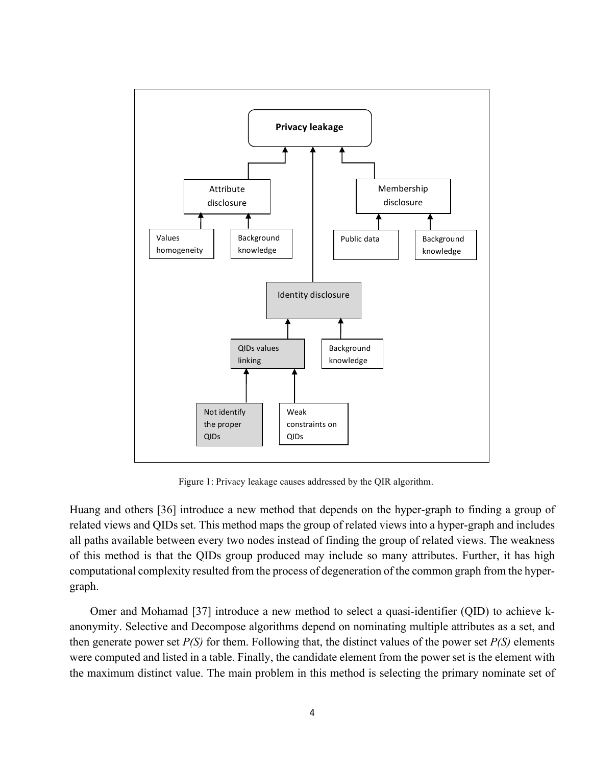Figure 1: Privacy leakage causes addressed by the QIR algorithm.

Huang and others [36] introduce a new method that depends on the hyper-graph to finding a group of related views and QIDs set. This method maps the group of related views into a hyper-graph and includes all paths available between every two nodes instead of finding the group of related views. The weakness of this method is that the QIDs group produced may include so many attributes. Further, it has high computational complexity resulted from the process of degeneration of the common graph from the hyper-graph.

Omer and Mohamad [37] introduce a new method to select a quasi-identifier (QID) to achieve k-anonymity. Selective and Decompose algorithms depend on nominating multiple attributes as a set, and then generate power set *P(S)* for them. Following that, the distinct values of the power set *P(S)* elements were computed and listed in a table. Finally, the candidate element from the power set is the element with the maximum distinct value. The main problem in this method is selecting the primary nominate set of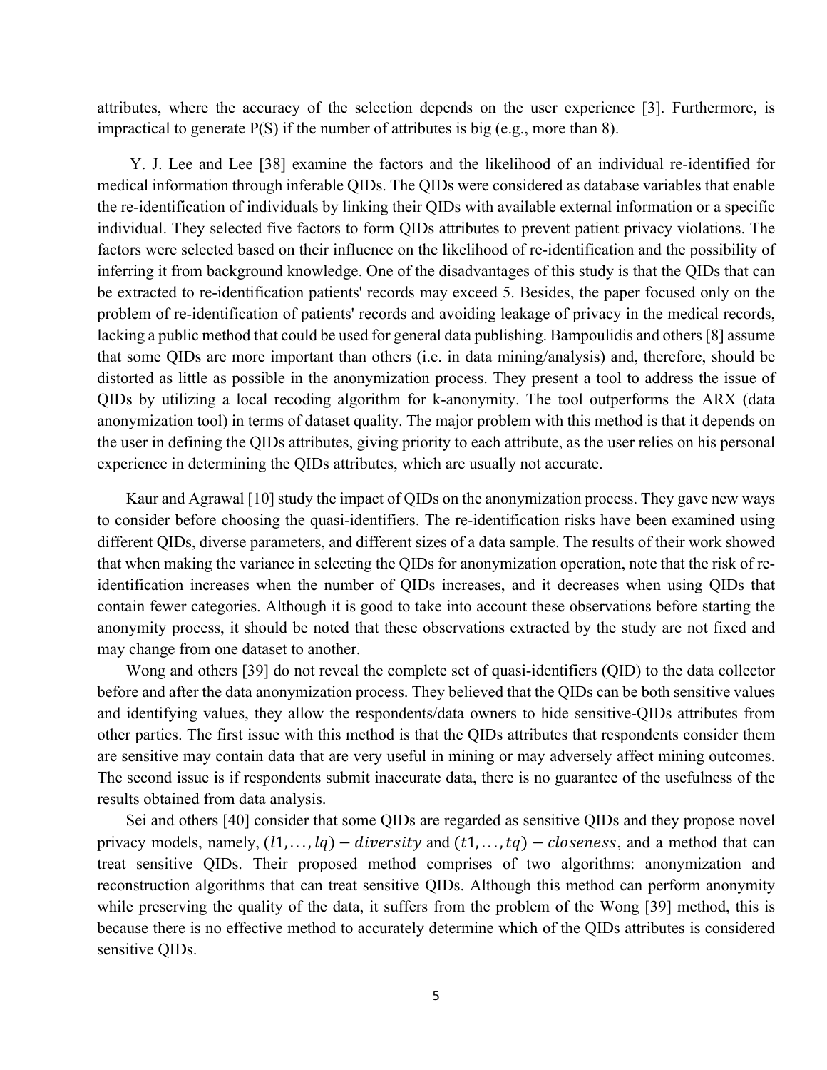attributes, where the accuracy of the selection depends on the user experience [3]. Furthermore, is impractical to generate P(S) if the number of attributes is big (e.g., more than 8).

Y. J. Lee and Lee [38] examine the factors and the likelihood of an individual re-identified for medical information through inferable QIDs. The QIDs were considered as database variables that enable the re-identification of individuals by linking their QIDs with available external information or a specific individual. They selected five factors to form QIDs attributes to prevent patient privacy violations. The factors were selected based on their influence on the likelihood of re-identification and the possibility of inferring it from background knowledge. One of the disadvantages of this study is that the QIDs that can be extracted to re-identification patients' records may exceed 5. Besides, the paper focused only on the problem of re-identification of patients' records and avoiding leakage of privacy in the medical records, lacking a public method that could be used for general data publishing. Bampoulidis and others [8] assume that some QIDs are more important than others (i.e. in data mining/analysis) and, therefore, should be distorted as little as possible in the anonymization process. They present a tool to address the issue of QIDs by utilizing a local recoding algorithm for k-anonymity. The tool outperforms the ARX (data anonymization tool) in terms of dataset quality. The major problem with this method is that it depends on the user in defining the QIDs attributes, giving priority to each attribute, as the user relies on his personal experience in determining the QIDs attributes, which are usually not accurate.

Kaur and Agrawal [10] study the impact of QIDs on the anonymization process. They gave new ways to consider before choosing the quasi-identifiers. The re-identification risks have been examined using different QIDs, diverse parameters, and different sizes of a data sample. The results of their work showed that when making the variance in selecting the QIDs for anonymization operation, note that the risk of re-identification increases when the number of QIDs increases, and it decreases when using QIDs that contain fewer categories. Although it is good to take into account these observations before starting the anonymity process, it should be noted that these observations extracted by the study are not fixed and may change from one dataset to another.

Wong and others [39] do not reveal the complete set of quasi-identifiers (QID) to the data collector before and after the data anonymization process. They believed that the QIDs can be both sensitive values and identifying values, they allow the respondents/data owners to hide sensitive-QIDs attributes from other parties. The first issue with this method is that the QIDs attributes that respondents consider them are sensitive may contain data that are very useful in mining or may adversely affect mining outcomes. The second issue is if respondents submit inaccurate data, there is no guarantee of the usefulness of the results obtained from data analysis.

Sei and others [40] consider that some QIDs are regarded as sensitive QIDs and they propose novel privacy models, namely, $(l1, \ldots, lq) - diversity$ and $(t1, \ldots, tq) - closeness$, and a method that can treat sensitive QIDs. Their proposed method comprises of two algorithms: anonymization and reconstruction algorithms that can treat sensitive QIDs. Although this method can perform anonymity while preserving the quality of the data, it suffers from the problem of the Wong [39] method, this is because there is no effective method to accurately determine which of the QIDs attributes is considered sensitive QIDs.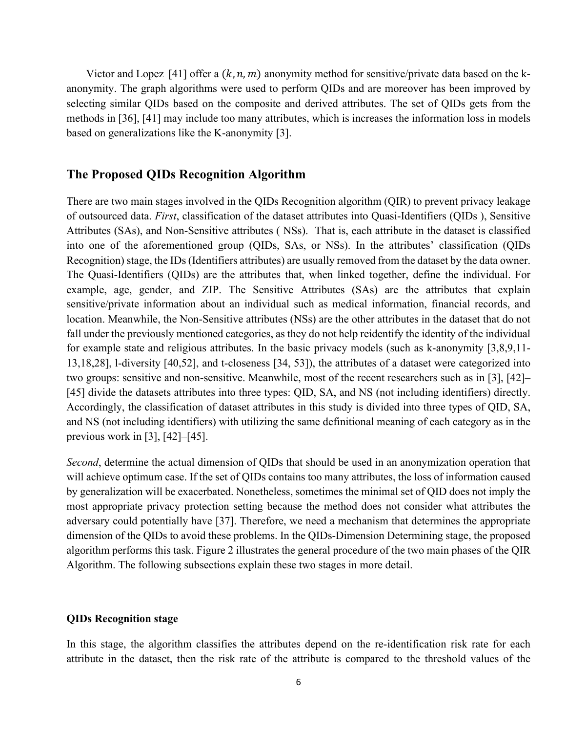Victor and Lopez [41] offer a $(k, n, m)$ anonymity method for sensitive/private data based on the k-anonymity. The graph algorithms were used to perform QIDs and are moreover has been improved by selecting similar QIDs based on the composite and derived attributes. The set of QIDs gets from the methods in [36], [41] may include too many attributes, which is increases the information loss in models based on generalizations like the K-anonymity [3].

## The Proposed QIDs Recognition Algorithm

There are two main stages involved in the QIDs Recognition algorithm (QIR) to prevent privacy leakage of outsourced data. *First*, classification of the dataset attributes into Quasi-Identifiers (QIDs ), Sensitive Attributes (SAs), and Non-Sensitive attributes ( NSs). That is, each attribute in the dataset is classified into one of the aforementioned group (QIDs, SAs, or NSs). In the attributes' classification (QIDs Recognition) stage, the IDs (Identifiers attributes) are usually removed from the dataset by the data owner. The Quasi-Identifiers (QIDs) are the attributes that, when linked together, define the individual. For example, age, gender, and ZIP. The Sensitive Attributes (SAs) are the attributes that explain sensitive/private information about an individual such as medical information, financial records, and location. Meanwhile, the Non-Sensitive attributes (NSs) are the other attributes in the dataset that do not fall under the previously mentioned categories, as they do not help reidentify the identity of the individual for example state and religious attributes. In the basic privacy models (such as k-anonymity [3,8,9,11-13,18,28], l-diversity [40,52], and t-closeness [34, 53]), the attributes of a dataset were categorized into two groups: sensitive and non-sensitive. Meanwhile, most of the recent researchers such as in [3], [42]–[45] divide the datasets attributes into three types: QID, SA, and NS (not including identifiers) directly. Accordingly, the classification of dataset attributes in this study is divided into three types of QID, SA, and NS (not including identifiers) with utilizing the same definitional meaning of each category as in the previous work in [3], [42]–[45].

*Second*, determine the actual dimension of QIDs that should be used in an anonymization operation that will achieve optimum case. If the set of QIDs contains too many attributes, the loss of information caused by generalization will be exacerbated. Nonetheless, sometimes the minimal set of QID does not imply the most appropriate privacy protection setting because the method does not consider what attributes the adversary could potentially have [37]. Therefore, we need a mechanism that determines the appropriate dimension of the QIDs to avoid these problems. In the QIDs-Dimension Determining stage, the proposed algorithm performs this task. Figure 2 illustrates the general procedure of the two main phases of the QIR Algorithm. The following subsections explain these two stages in more detail.

### QIDs Recognition stage

In this stage, the algorithm classifies the attributes depend on the re-identification risk rate for each attribute in the dataset, then the risk rate of the attribute is compared to the threshold values of the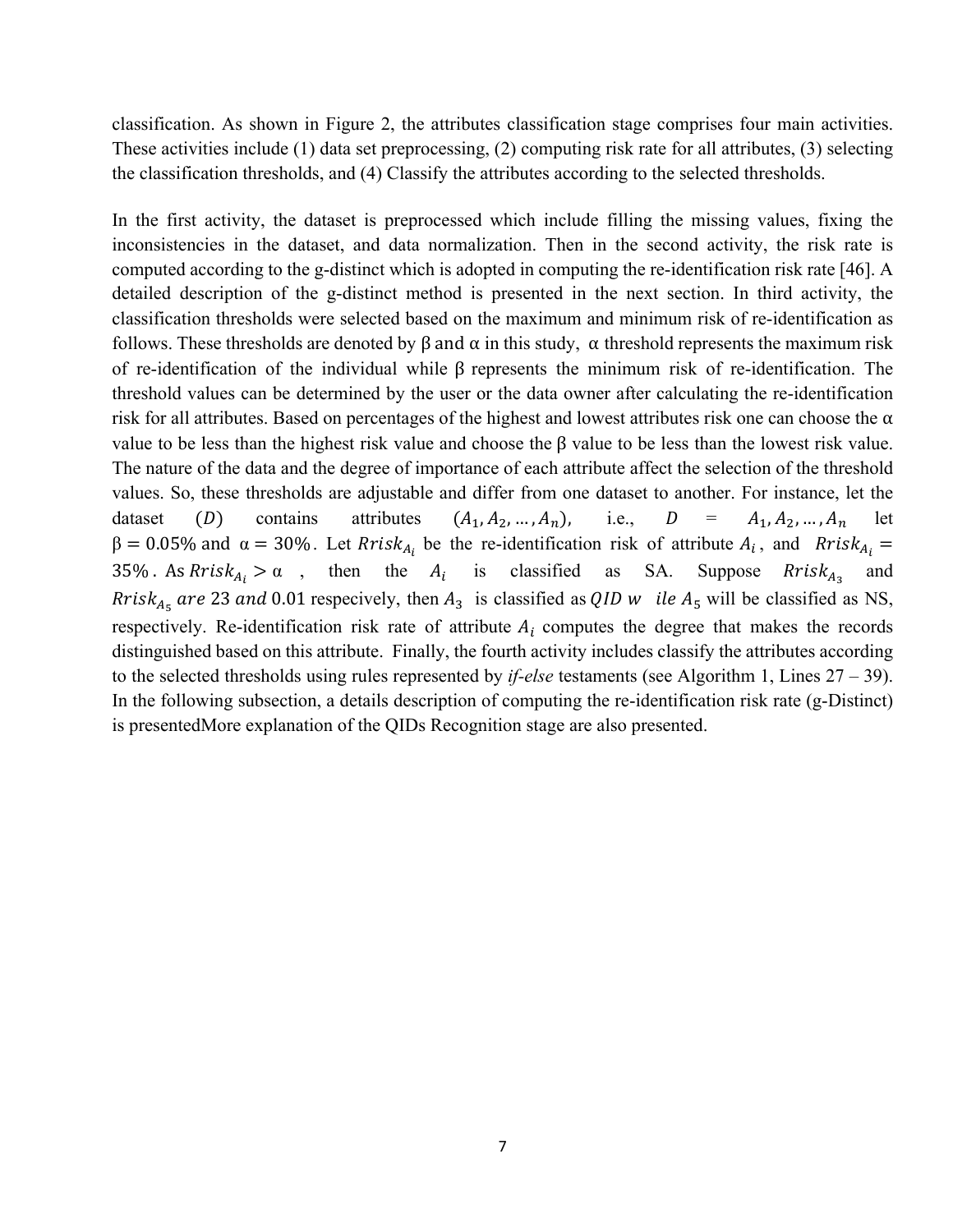classification. As shown in Figure 2, the attributes classification stage comprises four main activities. These activities include (1) data set preprocessing, (2) computing risk rate for all attributes, (3) selecting the classification thresholds, and (4) Classify the attributes according to the selected thresholds.

In the first activity, the dataset is preprocessed which include filling the missing values, fixing the inconsistencies in the dataset, and data normalization. Then in the second activity, the risk rate is computed according to the g-distinct which is adopted in computing the re-identification risk rate [46]. A detailed description of the g-distinct method is presented in the next section. In third activity, the classification thresholds were selected based on the maximum and minimum risk of re-identification as follows. These thresholds are denoted by β and α in this study, α threshold represents the maximum risk of re-identification of the individual while β represents the minimum risk of re-identification. The threshold values can be determined by the user or the data owner after calculating the re-identification risk for all attributes. Based on percentages of the highest and lowest attributes risk one can choose the α value to be less than the highest risk value and choose the β value to be less than the lowest risk value. The nature of the data and the degree of importance of each attribute affect the selection of the threshold values. So, these thresholds are adjustable and differ from one dataset to another. For instance, let the dataset $(D)$ contains attributes $(A_1, A_2, \ldots, A_n)$, i.e., $D = A_1, A_2, \ldots, A_n$ let $\beta = 0.05\%$ and $\alpha = 30\%$. Let $Rrisk_{A_i}$ be the re-identification risk of attribute $A_i$, and $Rrisk_{A_i} = 35\%$. As $Rrisk_{A_i} > \alpha$, then the $A_i$ is classified as SA. Suppose $Rrisk_{A_3}$ and $Rrisk_{A_5}$ $are$ 23 $and$ 0.01 respecively, then $A_3$ is classified as $QID$ $w$ $ile$ $A_5$ will be classified as NS, respectively. Re-identification risk rate of attribute $A_i$ computes the degree that makes the records distinguished based on this attribute. Finally, the fourth activity includes classify the attributes according to the selected thresholds using rules represented by *if-else* testaments (see Algorithm 1, Lines 27 – 39). In the following subsection, a details description of computing the re-identification risk rate (g-Distinct) is presentedMore explanation of the QIDs Recognition stage are also presented.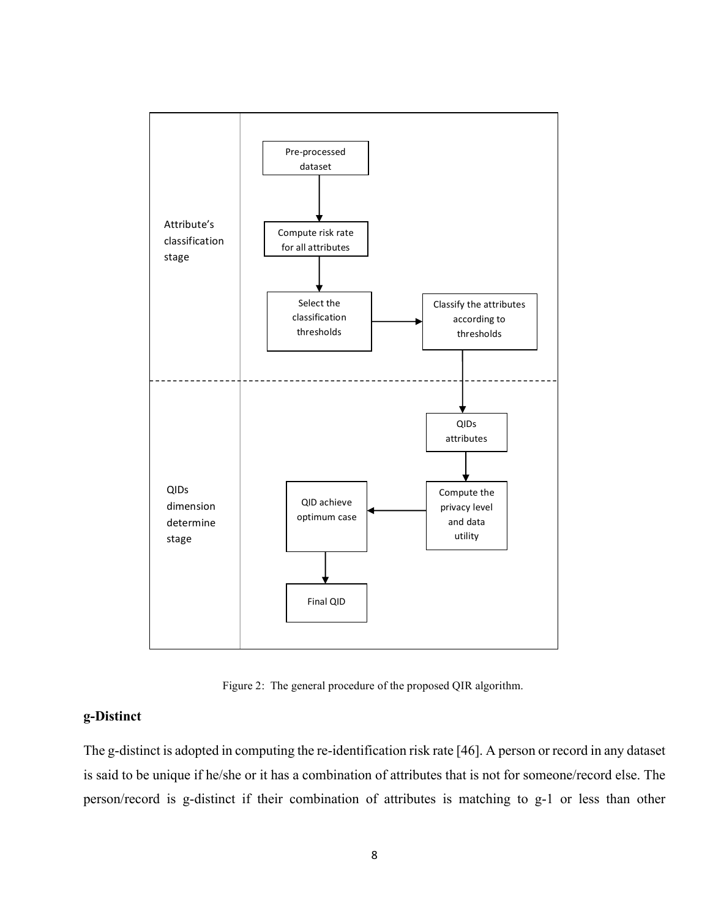Attribute's classification stage

Pre-processed dataset → Compute risk rate for all attributes → Select the classification thresholds → Classify the attributes according to thresholds

QIDs dimension determine stage

QIDs attributes → Compute the privacy level and data utility → QID achieve optimum case → Final QID

Figure 2: The general procedure of the proposed QIR algorithm.

### g-Distinct

The g-distinct is adopted in computing the re-identification risk rate [46]. A person or record in any dataset is said to be unique if he/she or it has a combination of attributes that is not for someone/record else. The person/record is g-distinct if their combination of attributes is matching to g-1 or less than other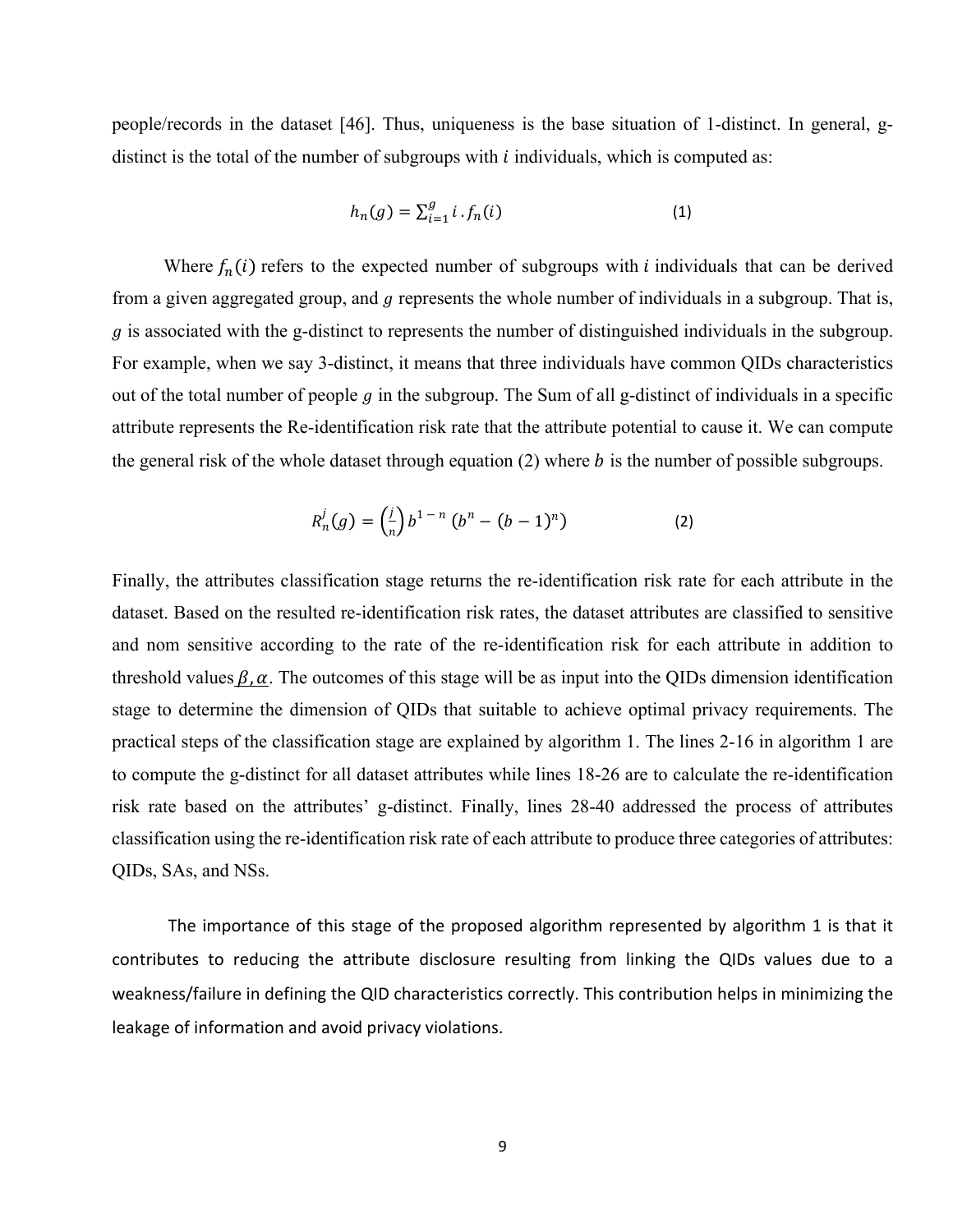people/records in the dataset [46]. Thus, uniqueness is the base situation of 1-distinct. In general, g-distinct is the total of the number of subgroups with $i$ individuals, which is computed as:

$$h_n(g) = \sum_{i=1}^{g} i \cdot f_n(i) \tag{1}$$

Where $f_n(i)$ refers to the expected number of subgroups with $i$ individuals that can be derived from a given aggregated group, and $g$ represents the whole number of individuals in a subgroup. That is, $g$ is associated with the g-distinct to represents the number of distinguished individuals in the subgroup. For example, when we say 3-distinct, it means that three individuals have common QIDs characteristics out of the total number of people $g$ in the subgroup. The Sum of all g-distinct of individuals in a specific attribute represents the Re-identification risk rate that the attribute potential to cause it. We can compute the general risk of the whole dataset through equation (2) where $b$ is the number of possible subgroups.

$$R_n^j(g) = \left(\frac{j}{n}\right) b^{1-n} \left(b^n - (b-1)^n\right) \tag{2}$$

Finally, the attributes classification stage returns the re-identification risk rate for each attribute in the dataset. Based on the resulted re-identification risk rates, the dataset attributes are classified to sensitive and nom sensitive according to the rate of the re-identification risk for each attribute in addition to threshold values $\beta, \alpha$. The outcomes of this stage will be as input into the QIDs dimension identification stage to determine the dimension of QIDs that suitable to achieve optimal privacy requirements. The practical steps of the classification stage are explained by algorithm 1. The lines 2-16 in algorithm 1 are to compute the g-distinct for all dataset attributes while lines 18-26 are to calculate the re-identification risk rate based on the attributes' g-distinct. Finally, lines 28-40 addressed the process of attributes classification using the re-identification risk rate of each attribute to produce three categories of attributes: QIDs, SAs, and NSs.

The importance of this stage of the proposed algorithm represented by algorithm 1 is that it contributes to reducing the attribute disclosure resulting from linking the QIDs values due to a weakness/failure in defining the QID characteristics correctly. This contribution helps in minimizing the leakage of information and avoid privacy violations.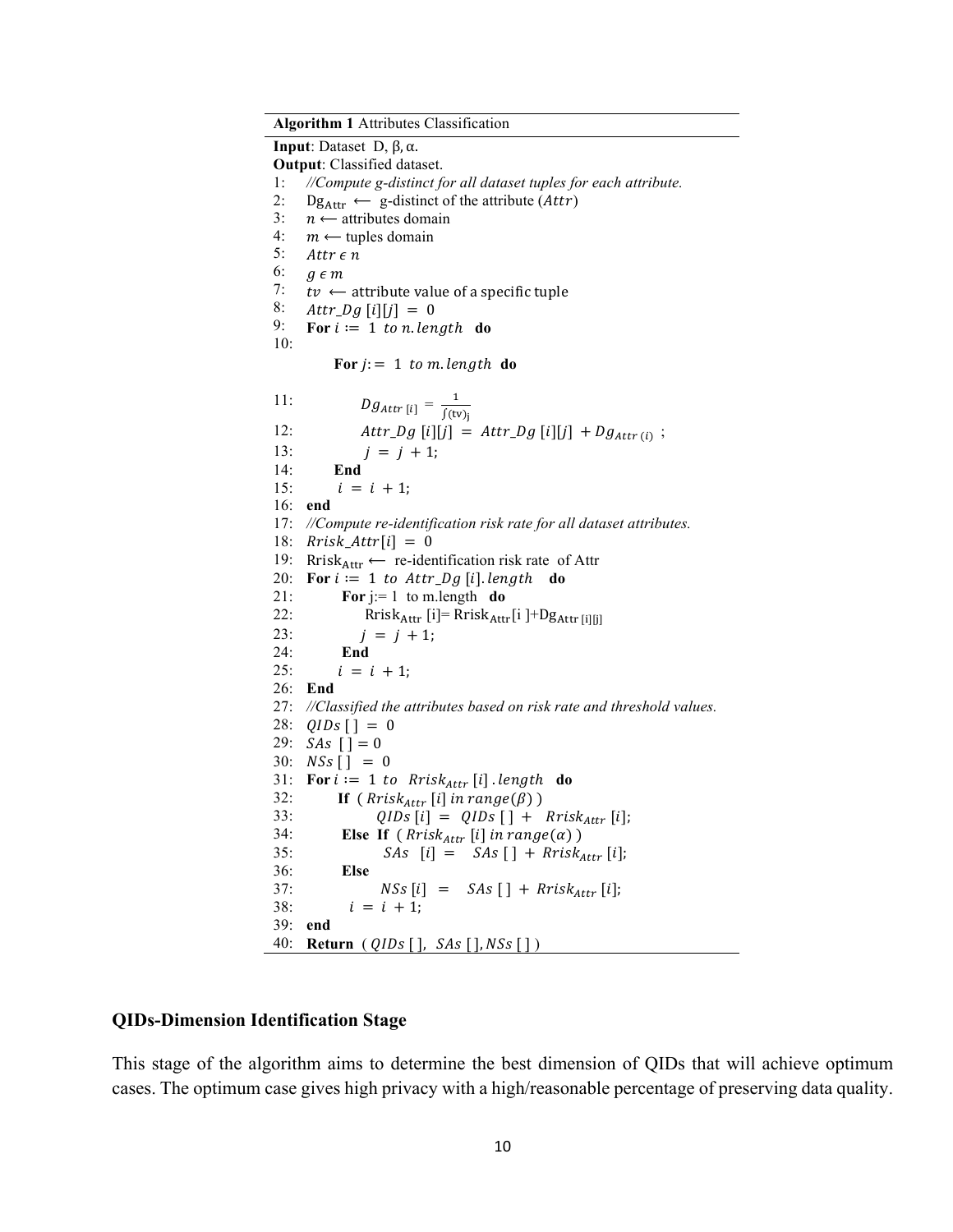**Algorithm 1** Attributes Classification

**Input**: Dataset D, β, α.
**Output**: Classified dataset.

```
1:  //Compute g-distinct for all dataset tuples for each attribute.
2:  Dg_Attr ⟵ g-distinct of the attribute (Attr)
3:  n ⟵ attributes domain
4:  m ⟵ tuples domain
5:  Attr ϵ n
6:  g ϵ m
7:  tv ⟵ attribute value of a specific tuple
8:  Attr_Dg [i][j] = 0
9:  For i := 1 to n.length  do
10:     For j := 1 to m.length  do
11:         Dg_Attr[i] = 1 / ∫(tv)_j
12:         Attr_Dg [i][j] = Attr_Dg [i][j] + Dg_Attr(i) ;
13:         j = j + 1;
14:     End
15:     i = i + 1;
16: end
17: //Compute re-identification risk rate for all dataset attributes.
18: Rrisk_Attr[i] = 0
19: Rrisk_Attr ⟵ re-identification risk rate of Attr
20: For i := 1 to Attr_Dg [i].length  do
21:     For j:= 1 to m.length  do
22:         Rrisk_Attr [i]= Rrisk_Attr[i ]+Dg_Attr [i][j]
23:         j = j + 1;
24:     End
25:     i = i + 1;
26: End
27: //Classified the attributes based on risk rate and threshold values.
28: QIDs [ ] = 0
29: SAs [ ] = 0
30: NSs [ ] = 0
31: For i := 1 to Rrisk_Attr [i] .length  do
32:     If ( Rrisk_Attr [i] in range(β) )
33:         QIDs [i] = QIDs [ ] + Rrisk_Attr [i];
34:     Else If ( Rrisk_Attr [i] in range(α) )
35:         SAs [i] = SAs [ ] + Rrisk_Attr [i];
36:     Else
37:         NSs [i] = SAs [ ] + Rrisk_Attr [i];
38:     i = i + 1;
39: end
40: Return ( QIDs [ ], SAs [ ], NSs [ ] )
```

### QIDs-Dimension Identification Stage

This stage of the algorithm aims to determine the best dimension of QIDs that will achieve optimum cases. The optimum case gives high privacy with a high/reasonable percentage of preserving data quality.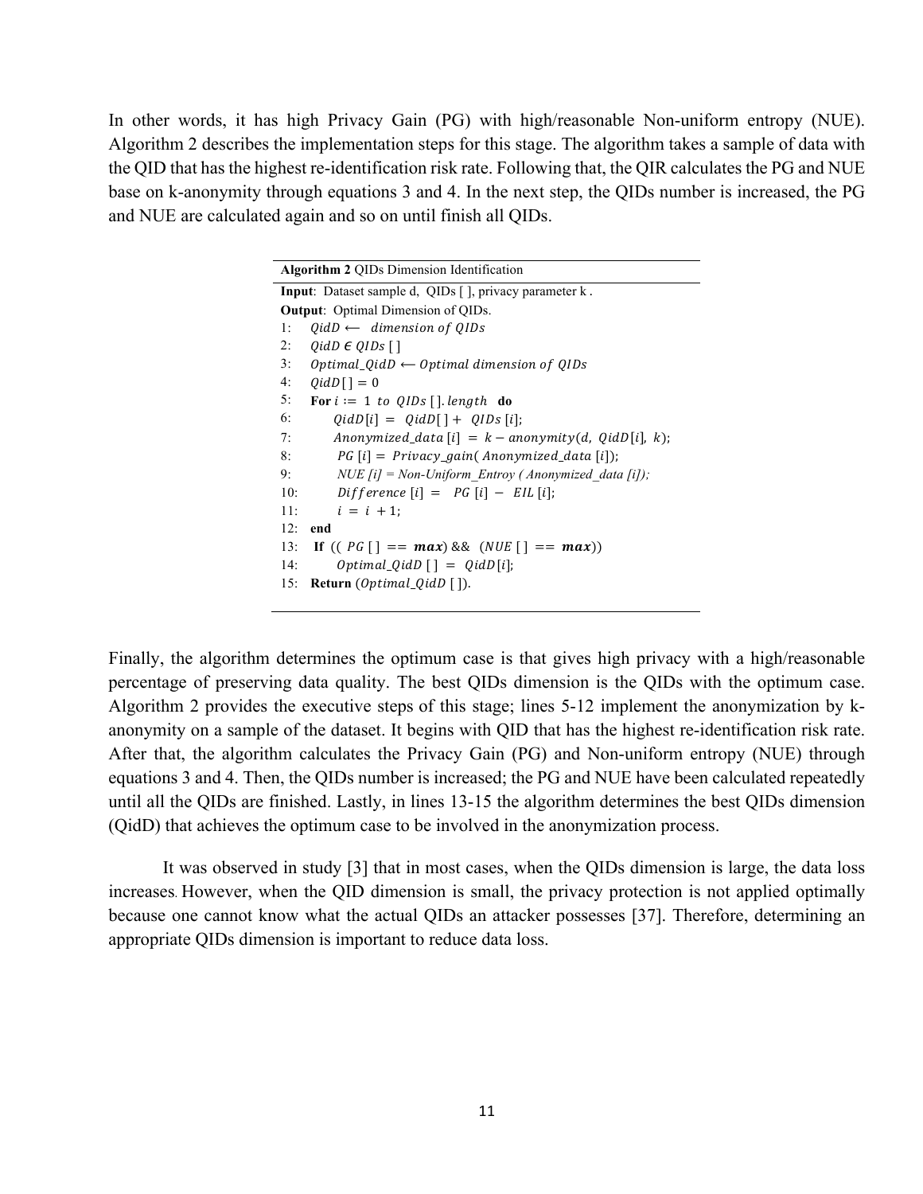In other words, it has high Privacy Gain (PG) with high/reasonable Non-uniform entropy (NUE). Algorithm 2 describes the implementation steps for this stage. The algorithm takes a sample of data with the QID that has the highest re-identification risk rate. Following that, the QIR calculates the PG and NUE base on k-anonymity through equations 3 and 4. In the next step, the QIDs number is increased, the PG and NUE are calculated again and so on until finish all QIDs.

**Algorithm 2** QIDs Dimension Identification

**Input**: Dataset sample d, QIDs [ ], privacy parameter k .
**Output**: Optimal Dimension of QIDs.

1: $QidD \longleftarrow$ $dimension\ of\ QIDs$
2: $QidD \in QIDs$ [ ]
3: $Optimal\_QidD \longleftarrow Optimal\ dimension\ of\ QIDs$
4: $QidD[\,] = 0$
5: **For** $i := 1\ to\ QIDs\,[\,].length$ **do**
6: $QidD[i] = QidD[\,] + QIDs\,[i]$;
7: $Anonymized\_data\,[i] = k - anonymity(d,\ QidD[i],\ k)$;
8: $PG\,[i] = Privacy\_gain(\ Anonymized\_data\,[i])$;
9: *NUE [i] = Non-Uniform_Entroy ( Anonymized_data [i]);*
10: $Difference\,[i] = PG\,[i] - EIL\,[i]$;
11: $i = i + 1$;
12: **end**
13: **If** $((\ PG\,[\,] == \boldsymbol{max})$ && $(NUE\,[\,] == \boldsymbol{max}))$
14: $Optimal\_QidD\,[\,] = QidD[i]$;
15: **Return** ($Optimal\_QidD$ [ ]).

Finally, the algorithm determines the optimum case is that gives high privacy with a high/reasonable percentage of preserving data quality. The best QIDs dimension is the QIDs with the optimum case. Algorithm 2 provides the executive steps of this stage; lines 5-12 implement the anonymization by k-anonymity on a sample of the dataset. It begins with QID that has the highest re-identification risk rate. After that, the algorithm calculates the Privacy Gain (PG) and Non-uniform entropy (NUE) through equations 3 and 4. Then, the QIDs number is increased; the PG and NUE have been calculated repeatedly until all the QIDs are finished. Lastly, in lines 13-15 the algorithm determines the best QIDs dimension (QidD) that achieves the optimum case to be involved in the anonymization process.

It was observed in study [3] that in most cases, when the QIDs dimension is large, the data loss increases. However, when the QID dimension is small, the privacy protection is not applied optimally because one cannot know what the actual QIDs an attacker possesses [37]. Therefore, determining an appropriate QIDs dimension is important to reduce data loss.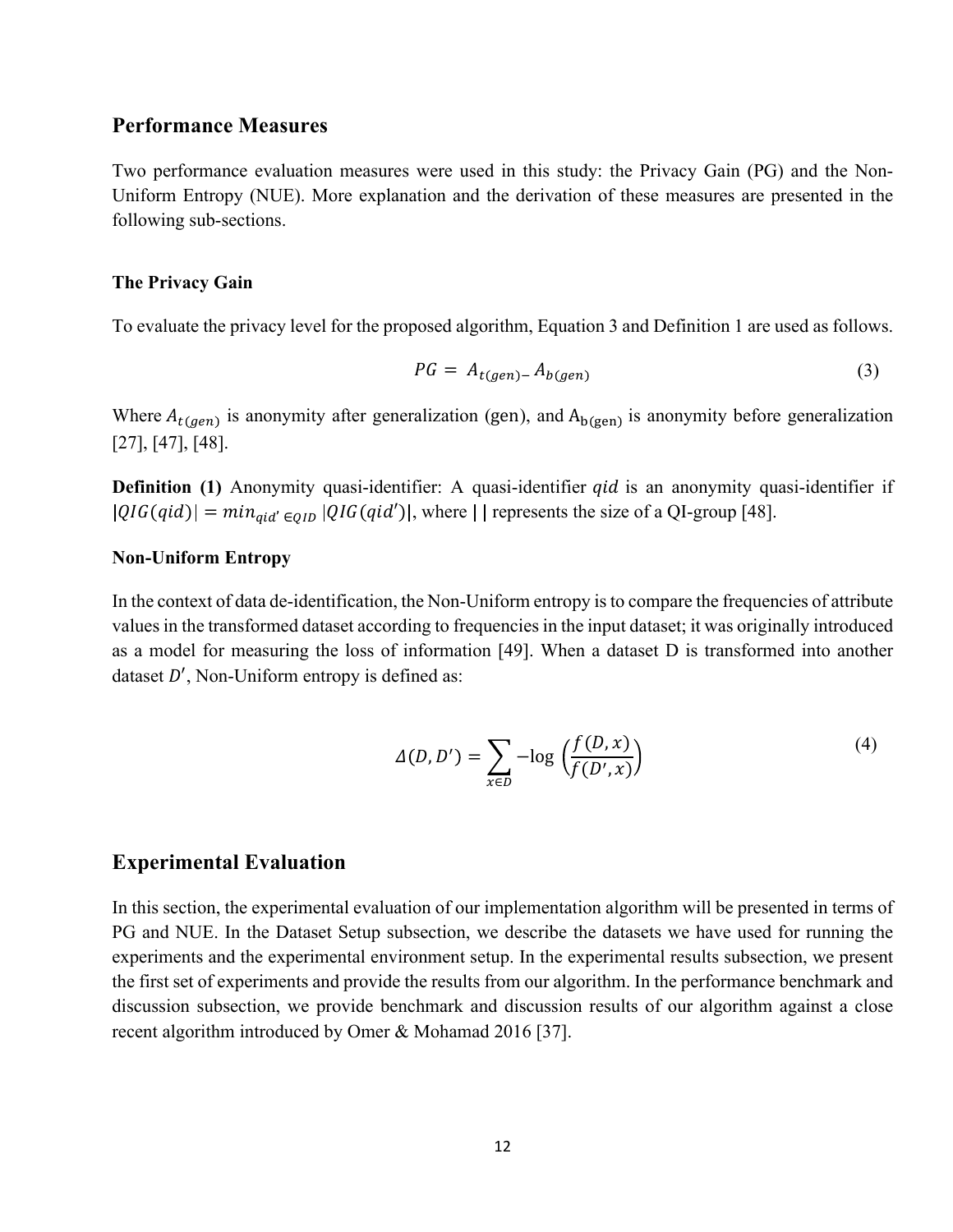## Performance Measures

Two performance evaluation measures were used in this study: the Privacy Gain (PG) and the Non-Uniform Entropy (NUE). More explanation and the derivation of these measures are presented in the following sub-sections.

### The Privacy Gain

To evaluate the privacy level for the proposed algorithm, Equation 3 and Definition 1 are used as follows.

$$PG = A_{t(gen)-} A_{b(gen)} \tag{3}$$

Where $A_{t(gen)}$ is anonymity after generalization (gen), and $A_{b(gen)}$ is anonymity before generalization [27], [47], [48].

**Definition (1)** Anonymity quasi-identifier: A quasi-identifier $qid$ is an anonymity quasi-identifier if $|QIG(qid)| = min_{qid' \in QID} |QIG(qid')|$, where $|\,|$ represents the size of a QI-group [48].

### Non-Uniform Entropy

In the context of data de-identification, the Non-Uniform entropy is to compare the frequencies of attribute values in the transformed dataset according to frequencies in the input dataset; it was originally introduced as a model for measuring the loss of information [49]. When a dataset D is transformed into another dataset $D'$, Non-Uniform entropy is defined as:

$$\Delta(D, D') = \sum_{x \in D} -\log\left(\frac{f(D, x)}{f(D', x)}\right) \tag{4}$$

## Experimental Evaluation

In this section, the experimental evaluation of our implementation algorithm will be presented in terms of PG and NUE. In the Dataset Setup subsection, we describe the datasets we have used for running the experiments and the experimental environment setup. In the experimental results subsection, we present the first set of experiments and provide the results from our algorithm. In the performance benchmark and discussion subsection, we provide benchmark and discussion results of our algorithm against a close recent algorithm introduced by Omer & Mohamad 2016 [37].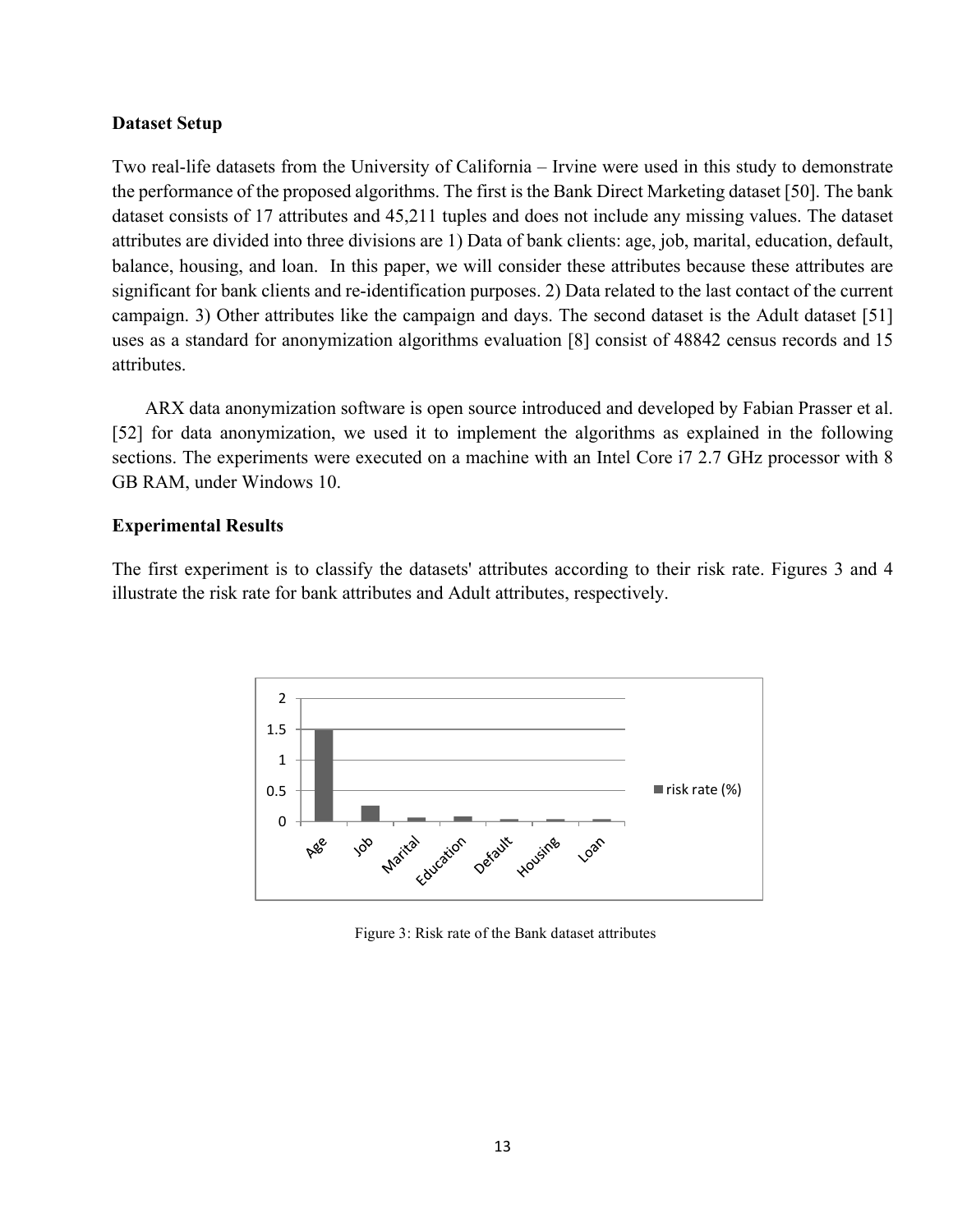**Dataset Setup**

Two real-life datasets from the University of California – Irvine were used in this study to demonstrate the performance of the proposed algorithms. The first is the Bank Direct Marketing dataset [50]. The bank dataset consists of 17 attributes and 45,211 tuples and does not include any missing values. The dataset attributes are divided into three divisions are 1) Data of bank clients: age, job, marital, education, default, balance, housing, and loan. In this paper, we will consider these attributes because these attributes are significant for bank clients and re-identification purposes. 2) Data related to the last contact of the current campaign. 3) Other attributes like the campaign and days. The second dataset is the Adult dataset [51] uses as a standard for anonymization algorithms evaluation [8] consist of 48842 census records and 15 attributes.

ARX data anonymization software is open source introduced and developed by Fabian Prasser et al. [52] for data anonymization, we used it to implement the algorithms as explained in the following sections. The experiments were executed on a machine with an Intel Core i7 2.7 GHz processor with 8 GB RAM, under Windows 10.

**Experimental Results**

The first experiment is to classify the datasets' attributes according to their risk rate. Figures 3 and 4 illustrate the risk rate for bank attributes and Adult attributes, respectively.

Figure 3: Risk rate of the Bank dataset attributes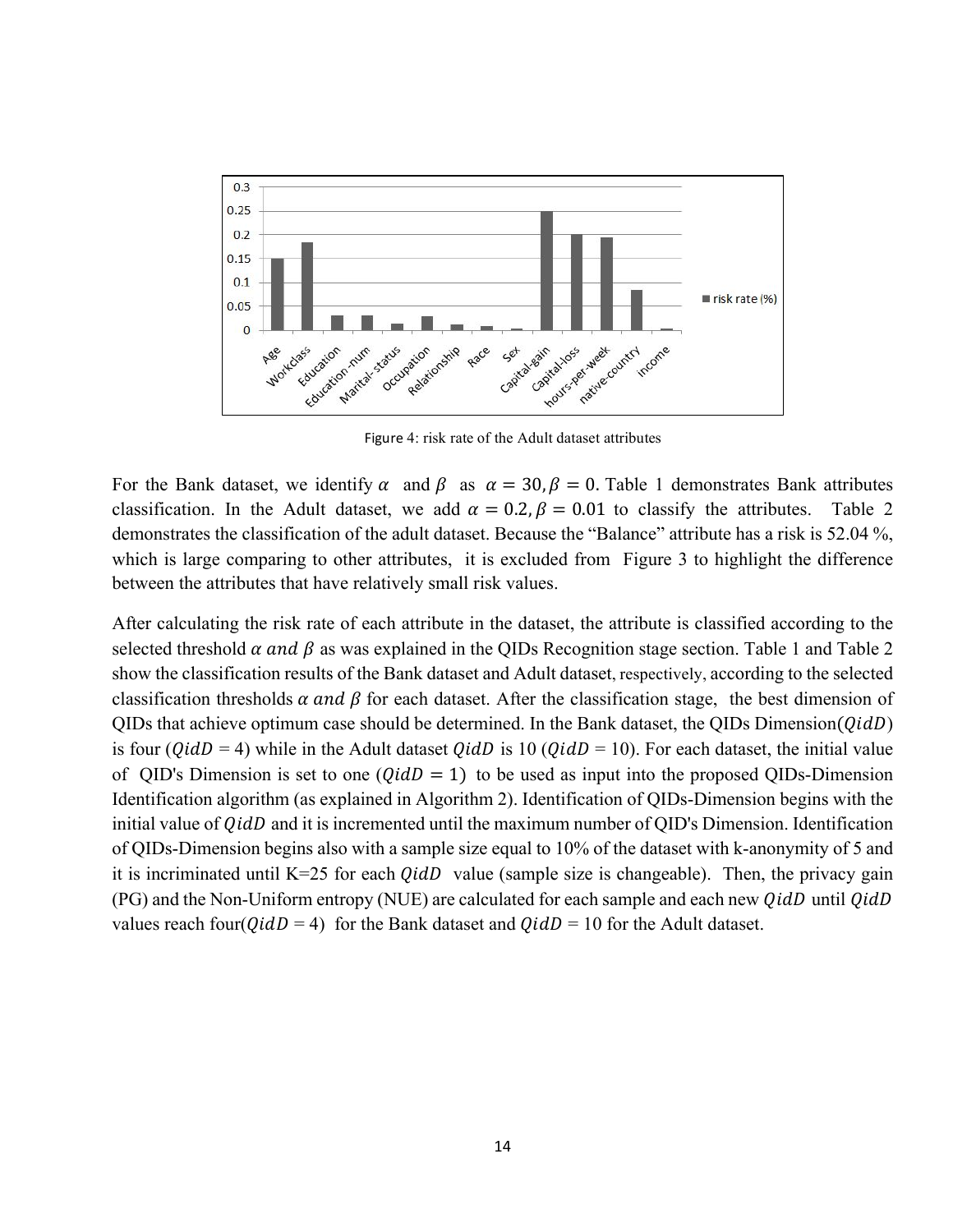Figure 4: risk rate of the Adult dataset attributes

For the Bank dataset, we identify $\alpha$ and $\beta$ as $\alpha = 30, \beta = 0$. Table 1 demonstrates Bank attributes classification. In the Adult dataset, we add $\alpha = 0.2, \beta = 0.01$ to classify the attributes. Table 2 demonstrates the classification of the adult dataset. Because the "Balance" attribute has a risk is 52.04 %, which is large comparing to other attributes, it is excluded from Figure 3 to highlight the difference between the attributes that have relatively small risk values.

After calculating the risk rate of each attribute in the dataset, the attribute is classified according to the selected threshold $\alpha$ *and* $\beta$ as was explained in the QIDs Recognition stage section. Table 1 and Table 2 show the classification results of the Bank dataset and Adult dataset, respectively, according to the selected classification thresholds $\alpha$ *and* $\beta$ for each dataset. After the classification stage, the best dimension of QIDs that achieve optimum case should be determined. In the Bank dataset, the QIDs Dimension($QidD$) is four ($QidD$ = 4) while in the Adult dataset $QidD$ is 10 ($QidD$ = 10). For each dataset, the initial value of QID's Dimension is set to one ($QidD = 1$) to be used as input into the proposed QIDs-Dimension Identification algorithm (as explained in Algorithm 2). Identification of QIDs-Dimension begins with the initial value of $QidD$ and it is incremented until the maximum number of QID's Dimension. Identification of QIDs-Dimension begins also with a sample size equal to 10% of the dataset with k-anonymity of 5 and it is incriminated until K=25 for each $QidD$ value (sample size is changeable). Then, the privacy gain (PG) and the Non-Uniform entropy (NUE) are calculated for each sample and each new $QidD$ until $QidD$ values reach four($QidD$ = 4) for the Bank dataset and $QidD$ = 10 for the Adult dataset.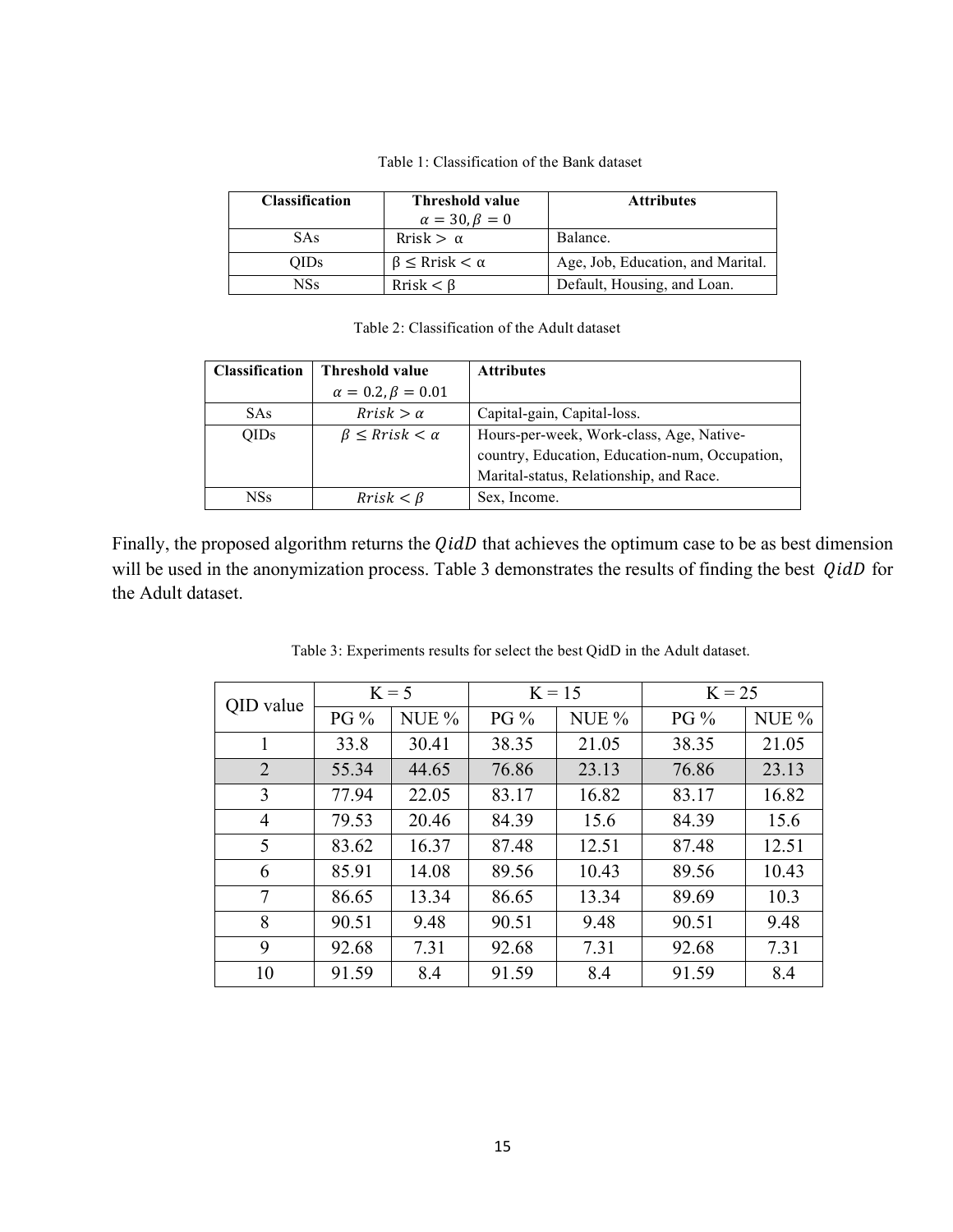Table 1: Classification of the Bank dataset

| Classification | Threshold value $\alpha = 30, \beta = 0$ | Attributes |
| --- | --- | --- |
| SAs | Rrisk $>$ $\alpha$ | Balance. |
| QIDs | $\beta \leq$ Rrisk $< \alpha$ | Age, Job, Education, and Marital. |
| NSs | Rrisk $< \beta$ | Default, Housing, and Loan. |

Table 2: Classification of the Adult dataset

| Classification | Threshold value $\alpha = 0.2, \beta = 0.01$ | Attributes |
| --- | --- | --- |
| SAs | $Rrisk > \alpha$ | Capital-gain, Capital-loss. |
| QIDs | $\beta \leq Rrisk < \alpha$ | Hours-per-week, Work-class, Age, Native-country, Education, Education-num, Occupation, Marital-status, Relationship, and Race. |
| NSs | $Rrisk < \beta$ | Sex, Income. |

Finally, the proposed algorithm returns the $QidD$ that achieves the optimum case to be as best dimension will be used in the anonymization process. Table 3 demonstrates the results of finding the best $QidD$ for the Adult dataset.

Table 3: Experiments results for select the best QidD in the Adult dataset.

| QID value | K = 5 | | K = 15 | | K = 25 | |
| --- | --- | --- | --- | --- | --- | --- |
| | PG % | NUE % | PG % | NUE % | PG % | NUE % |
| 1 | 33.8 | 30.41 | 38.35 | 21.05 | 38.35 | 21.05 |
| 2 | 55.34 | 44.65 | 76.86 | 23.13 | 76.86 | 23.13 |
| 3 | 77.94 | 22.05 | 83.17 | 16.82 | 83.17 | 16.82 |
| 4 | 79.53 | 20.46 | 84.39 | 15.6 | 84.39 | 15.6 |
| 5 | 83.62 | 16.37 | 87.48 | 12.51 | 87.48 | 12.51 |
| 6 | 85.91 | 14.08 | 89.56 | 10.43 | 89.56 | 10.43 |
| 7 | 86.65 | 13.34 | 86.65 | 13.34 | 89.69 | 10.3 |
| 8 | 90.51 | 9.48 | 90.51 | 9.48 | 90.51 | 9.48 |
| 9 | 92.68 | 7.31 | 92.68 | 7.31 | 92.68 | 7.31 |
| 10 | 91.59 | 8.4 | 91.59 | 8.4 | 91.59 | 8.4 |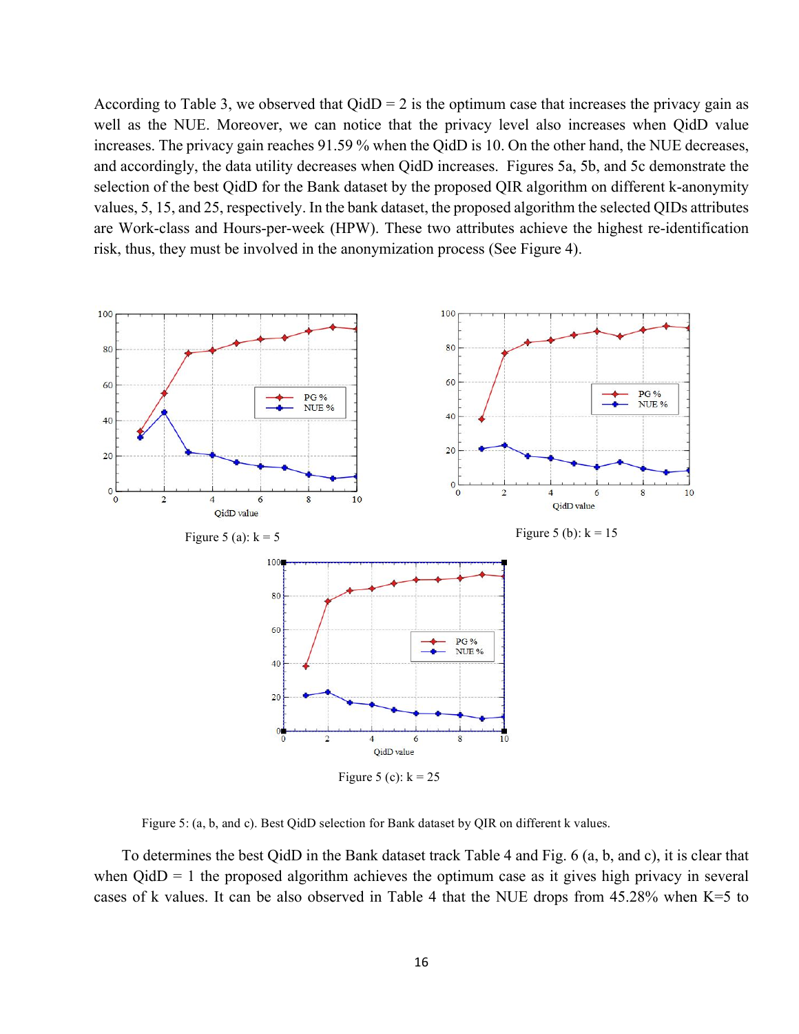According to Table 3, we observed that QidD = 2 is the optimum case that increases the privacy gain as well as the NUE. Moreover, we can notice that the privacy level also increases when QidD value increases. The privacy gain reaches 91.59 % when the QidD is 10. On the other hand, the NUE decreases, and accordingly, the data utility decreases when QidD increases. Figures 5a, 5b, and 5c demonstrate the selection of the best QidD for the Bank dataset by the proposed QIR algorithm on different k-anonymity values, 5, 15, and 25, respectively. In the bank dataset, the proposed algorithm the selected QIDs attributes are Work-class and Hours-per-week (HPW). These two attributes achieve the highest re-identification risk, thus, they must be involved in the anonymization process (See Figure 4).

Figure 5 (a): k = 5

Figure 5 (b): k = 15

Figure 5 (c): k = 25

Figure 5: (a, b, and c). Best QidD selection for Bank dataset by QIR on different k values.

To determines the best QidD in the Bank dataset track Table 4 and Fig. 6 (a, b, and c), it is clear that when QidD = 1 the proposed algorithm achieves the optimum case as it gives high privacy in several cases of k values. It can be also observed in Table 4 that the NUE drops from 45.28% when K=5 to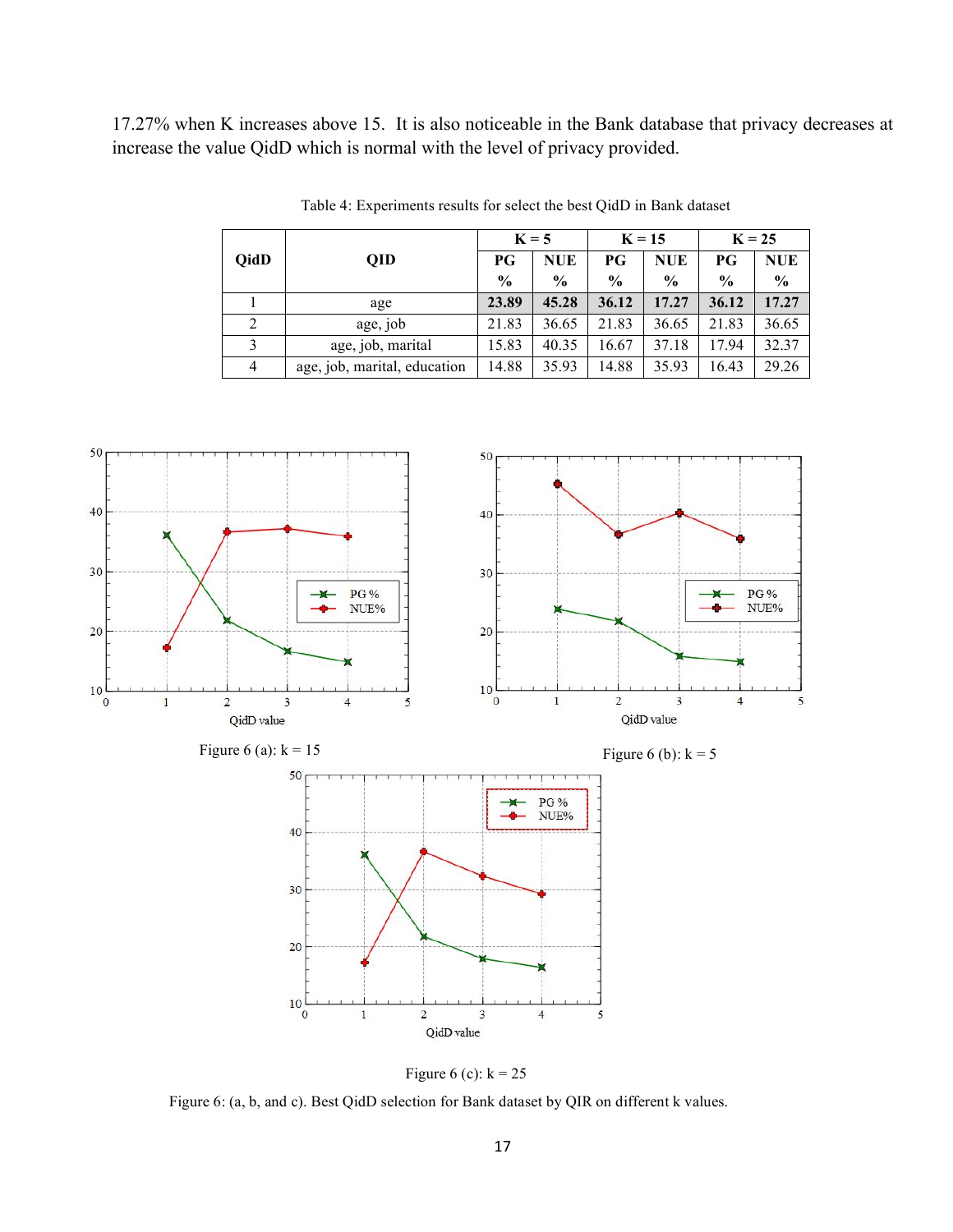17.27% when K increases above 15. It is also noticeable in the Bank database that privacy decreases at increase the value QidD which is normal with the level of privacy provided.

Table 4: Experiments results for select the best QidD in Bank dataset

| QidD | QID | K = 5 | | K = 15 | | K = 25 | |
|---|---|---|---|---|---|---|---|
| | | PG % | NUE % | PG % | NUE % | PG % | NUE % |
| 1 | age | **23.89** | **45.28** | **36.12** | **17.27** | **36.12** | **17.27** |
| 2 | age, job | 21.83 | 36.65 | 21.83 | 36.65 | 21.83 | 36.65 |
| 3 | age, job, marital | 15.83 | 40.35 | 16.67 | 37.18 | 17.94 | 32.37 |
| 4 | age, job, marital, education | 14.88 | 35.93 | 14.88 | 35.93 | 16.43 | 29.26 |

Figure 6 (a): k = 15

Figure 6 (b): k = 5

Figure 6 (c): k = 25

Figure 6: (a, b, and c). Best QidD selection for Bank dataset by QIR on different k values.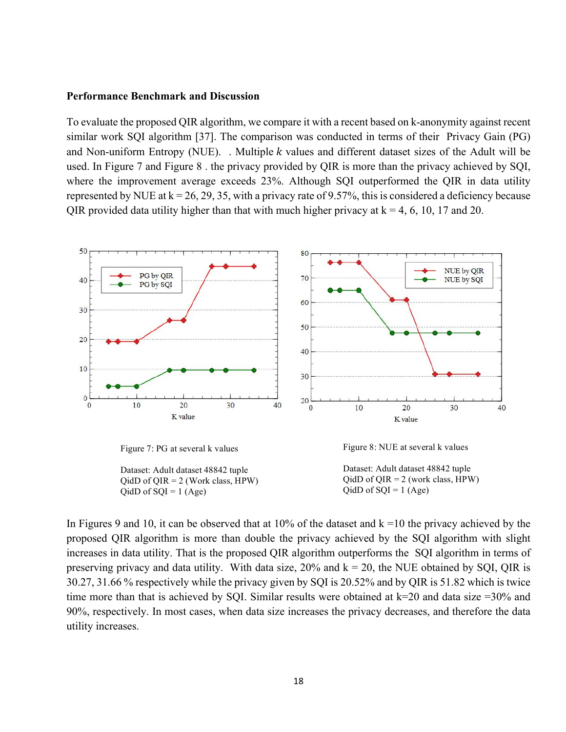**Performance Benchmark and Discussion**

To evaluate the proposed QIR algorithm, we compare it with a recent based on k-anonymity against recent similar work SQI algorithm [37]. The comparison was conducted in terms of their Privacy Gain (PG) and Non-uniform Entropy (NUE). . Multiple *k* values and different dataset sizes of the Adult will be used. In Figure 7 and Figure 8 . the privacy provided by QIR is more than the privacy achieved by SQI, where the improvement average exceeds 23%. Although SQI outperformed the QIR in data utility represented by NUE at k = 26, 29, 35, with a privacy rate of 9.57%, this is considered a deficiency because QIR provided data utility higher than that with much higher privacy at k = 4, 6, 10, 17 and 20.

Figure 7: PG at several k values

Dataset: Adult dataset 48842 tuple
QidD of QIR = 2 (Work class, HPW)
QidD of SQI = 1 (Age)

Figure 8: NUE at several k values

Dataset: Adult dataset 48842 tuple
QidD of QIR = 2 (work class, HPW)
QidD of SQI = 1 (Age)

In Figures 9 and 10, it can be observed that at 10% of the dataset and k =10 the privacy achieved by the proposed QIR algorithm is more than double the privacy achieved by the SQI algorithm with slight increases in data utility. That is the proposed QIR algorithm outperforms the SQI algorithm in terms of preserving privacy and data utility. With data size, 20% and k = 20, the NUE obtained by SQI, QIR is 30.27, 31.66 % respectively while the privacy given by SQI is 20.52% and by QIR is 51.82 which is twice time more than that is achieved by SQI. Similar results were obtained at k=20 and data size =30% and 90%, respectively. In most cases, when data size increases the privacy decreases, and therefore the data utility increases.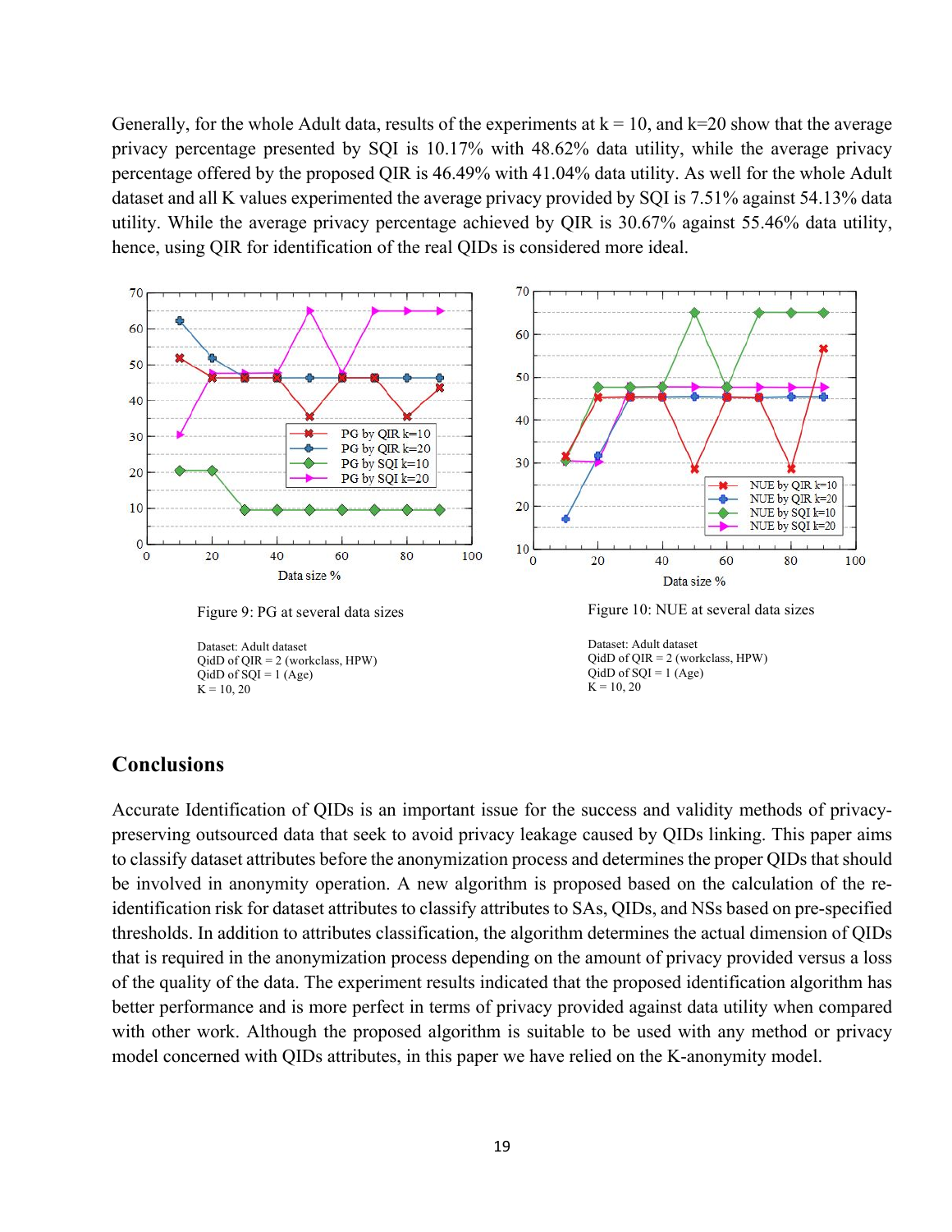Generally, for the whole Adult data, results of the experiments at k = 10, and k=20 show that the average privacy percentage presented by SQI is 10.17% with 48.62% data utility, while the average privacy percentage offered by the proposed QIR is 46.49% with 41.04% data utility. As well for the whole Adult dataset and all K values experimented the average privacy provided by SQI is 7.51% against 54.13% data utility. While the average privacy percentage achieved by QIR is 30.67% against 55.46% data utility, hence, using QIR for identification of the real QIDs is considered more ideal.

Figure 9: PG at several data sizes

Dataset: Adult dataset
QidD of QIR = 2 (workclass, HPW)
QidD of SQI = 1 (Age)
K = 10, 20

Figure 10: NUE at several data sizes

Dataset: Adult dataset
QidD of QIR = 2 (workclass, HPW)
QidD of SQI = 1 (Age)
K = 10, 20

## Conclusions

Accurate Identification of QIDs is an important issue for the success and validity methods of privacy-preserving outsourced data that seek to avoid privacy leakage caused by QIDs linking. This paper aims to classify dataset attributes before the anonymization process and determines the proper QIDs that should be involved in anonymity operation. A new algorithm is proposed based on the calculation of the re-identification risk for dataset attributes to classify attributes to SAs, QIDs, and NSs based on pre-specified thresholds. In addition to attributes classification, the algorithm determines the actual dimension of QIDs that is required in the anonymization process depending on the amount of privacy provided versus a loss of the quality of the data. The experiment results indicated that the proposed identification algorithm has better performance and is more perfect in terms of privacy provided against data utility when compared with other work. Although the proposed algorithm is suitable to be used with any method or privacy model concerned with QIDs attributes, in this paper we have relied on the K-anonymity model.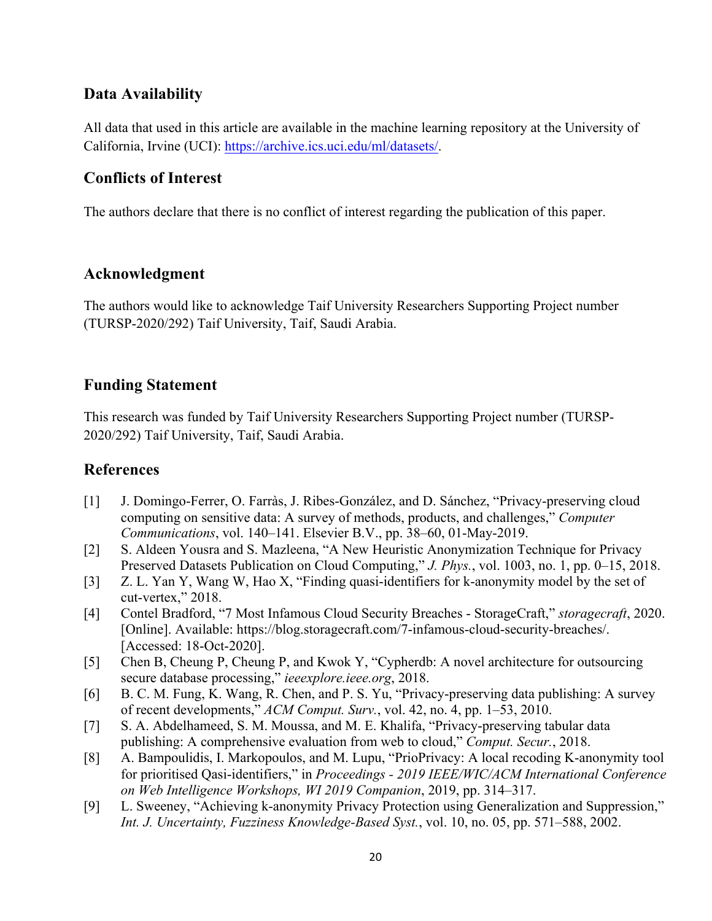## Data Availability

All data that used in this article are available in the machine learning repository at the University of California, Irvine (UCI): https://archive.ics.uci.edu/ml/datasets/.

## Conflicts of Interest

The authors declare that there is no conflict of interest regarding the publication of this paper.

## Acknowledgment

The authors would like to acknowledge Taif University Researchers Supporting Project number (TURSP-2020/292) Taif University, Taif, Saudi Arabia.

## Funding Statement

This research was funded by Taif University Researchers Supporting Project number (TURSP-2020/292) Taif University, Taif, Saudi Arabia.

## References

[1] J. Domingo-Ferrer, O. Farràs, J. Ribes-González, and D. Sánchez, "Privacy-preserving cloud computing on sensitive data: A survey of methods, products, and challenges," *Computer Communications*, vol. 140–141. Elsevier B.V., pp. 38–60, 01-May-2019.

[2] S. Aldeen Yousra and S. Mazleena, "A New Heuristic Anonymization Technique for Privacy Preserved Datasets Publication on Cloud Computing," *J. Phys.*, vol. 1003, no. 1, pp. 0–15, 2018.

[3] Z. L. Yan Y, Wang W, Hao X, "Finding quasi-identifiers for k-anonymity model by the set of cut-vertex," 2018.

[4] Contel Bradford, "7 Most Infamous Cloud Security Breaches - StorageCraft," *storagecraft*, 2020. [Online]. Available: https://blog.storagecraft.com/7-infamous-cloud-security-breaches/. [Accessed: 18-Oct-2020].

[5] Chen B, Cheung P, Cheung P, and Kwok Y, "Cypherdb: A novel architecture for outsourcing secure database processing," *ieeexplore.ieee.org*, 2018.

[6] B. C. M. Fung, K. Wang, R. Chen, and P. S. Yu, "Privacy-preserving data publishing: A survey of recent developments," *ACM Comput. Surv.*, vol. 42, no. 4, pp. 1–53, 2010.

[7] S. A. Abdelhameed, S. M. Moussa, and M. E. Khalifa, "Privacy-preserving tabular data publishing: A comprehensive evaluation from web to cloud," *Comput. Secur.*, 2018.

[8] A. Bampoulidis, I. Markopoulos, and M. Lupu, "PrioPrivacy: A local recoding K-anonymity tool for prioritised Qasi-identifiers," in *Proceedings - 2019 IEEE/WIC/ACM International Conference on Web Intelligence Workshops, WI 2019 Companion*, 2019, pp. 314–317.

[9] L. Sweeney, "Achieving k-anonymity Privacy Protection using Generalization and Suppression," *Int. J. Uncertainty, Fuzziness Knowledge-Based Syst.*, vol. 10, no. 05, pp. 571–588, 2002.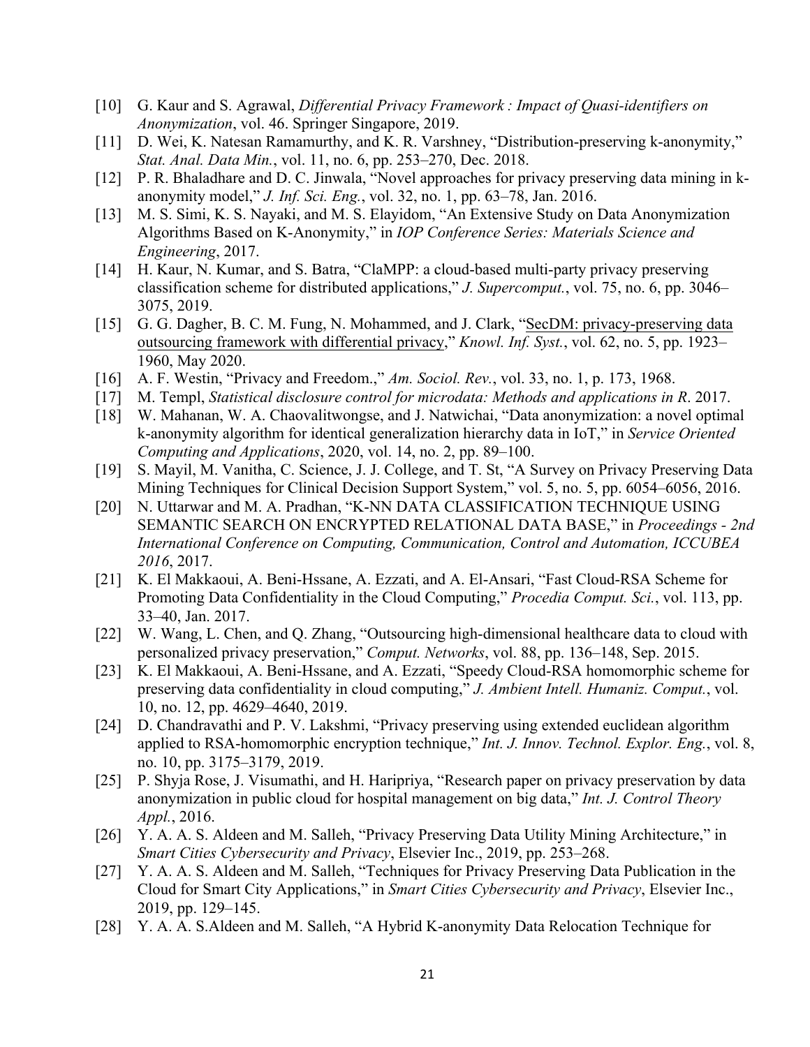[10] G. Kaur and S. Agrawal, *Differential Privacy Framework : Impact of Quasi-identifiers on Anonymization*, vol. 46. Springer Singapore, 2019.

[11] D. Wei, K. Natesan Ramamurthy, and K. R. Varshney, "Distribution-preserving k-anonymity," *Stat. Anal. Data Min.*, vol. 11, no. 6, pp. 253–270, Dec. 2018.

[12] P. R. Bhaladhare and D. C. Jinwala, "Novel approaches for privacy preserving data mining in k-anonymity model," *J. Inf. Sci. Eng.*, vol. 32, no. 1, pp. 63–78, Jan. 2016.

[13] M. S. Simi, K. S. Nayaki, and M. S. Elayidom, "An Extensive Study on Data Anonymization Algorithms Based on K-Anonymity," in *IOP Conference Series: Materials Science and Engineering*, 2017.

[14] H. Kaur, N. Kumar, and S. Batra, "ClaMPP: a cloud-based multi-party privacy preserving classification scheme for distributed applications," *J. Supercomput.*, vol. 75, no. 6, pp. 3046–3075, 2019.

[15] G. G. Dagher, B. C. M. Fung, N. Mohammed, and J. Clark, "SecDM: privacy-preserving data outsourcing framework with differential privacy," *Knowl. Inf. Syst.*, vol. 62, no. 5, pp. 1923–1960, May 2020.

[16] A. F. Westin, "Privacy and Freedom.," *Am. Sociol. Rev.*, vol. 33, no. 1, p. 173, 1968.

[17] M. Templ, *Statistical disclosure control for microdata: Methods and applications in R*. 2017.

[18] W. Mahanan, W. A. Chaovalitwongse, and J. Natwichai, "Data anonymization: a novel optimal k-anonymity algorithm for identical generalization hierarchy data in IoT," in *Service Oriented Computing and Applications*, 2020, vol. 14, no. 2, pp. 89–100.

[19] S. Mayil, M. Vanitha, C. Science, J. J. College, and T. St, "A Survey on Privacy Preserving Data Mining Techniques for Clinical Decision Support System," vol. 5, no. 5, pp. 6054–6056, 2016.

[20] N. Uttarwar and M. A. Pradhan, "K-NN DATA CLASSIFICATION TECHNIQUE USING SEMANTIC SEARCH ON ENCRYPTED RELATIONAL DATA BASE," in *Proceedings - 2nd International Conference on Computing, Communication, Control and Automation, ICCUBEA 2016*, 2017.

[21] K. El Makkaoui, A. Beni-Hssane, A. Ezzati, and A. El-Ansari, "Fast Cloud-RSA Scheme for Promoting Data Confidentiality in the Cloud Computing," *Procedia Comput. Sci.*, vol. 113, pp. 33–40, Jan. 2017.

[22] W. Wang, L. Chen, and Q. Zhang, "Outsourcing high-dimensional healthcare data to cloud with personalized privacy preservation," *Comput. Networks*, vol. 88, pp. 136–148, Sep. 2015.

[23] K. El Makkaoui, A. Beni-Hssane, and A. Ezzati, "Speedy Cloud-RSA homomorphic scheme for preserving data confidentiality in cloud computing," *J. Ambient Intell. Humaniz. Comput.*, vol. 10, no. 12, pp. 4629–4640, 2019.

[24] D. Chandravathi and P. V. Lakshmi, "Privacy preserving using extended euclidean algorithm applied to RSA-homomorphic encryption technique," *Int. J. Innov. Technol. Explor. Eng.*, vol. 8, no. 10, pp. 3175–3179, 2019.

[25] P. Shyja Rose, J. Visumathi, and H. Haripriya, "Research paper on privacy preservation by data anonymization in public cloud for hospital management on big data," *Int. J. Control Theory Appl.*, 2016.

[26] Y. A. A. S. Aldeen and M. Salleh, "Privacy Preserving Data Utility Mining Architecture," in *Smart Cities Cybersecurity and Privacy*, Elsevier Inc., 2019, pp. 253–268.

[27] Y. A. A. S. Aldeen and M. Salleh, "Techniques for Privacy Preserving Data Publication in the Cloud for Smart City Applications," in *Smart Cities Cybersecurity and Privacy*, Elsevier Inc., 2019, pp. 129–145.

[28] Y. A. A. S.Aldeen and M. Salleh, "A Hybrid K-anonymity Data Relocation Technique for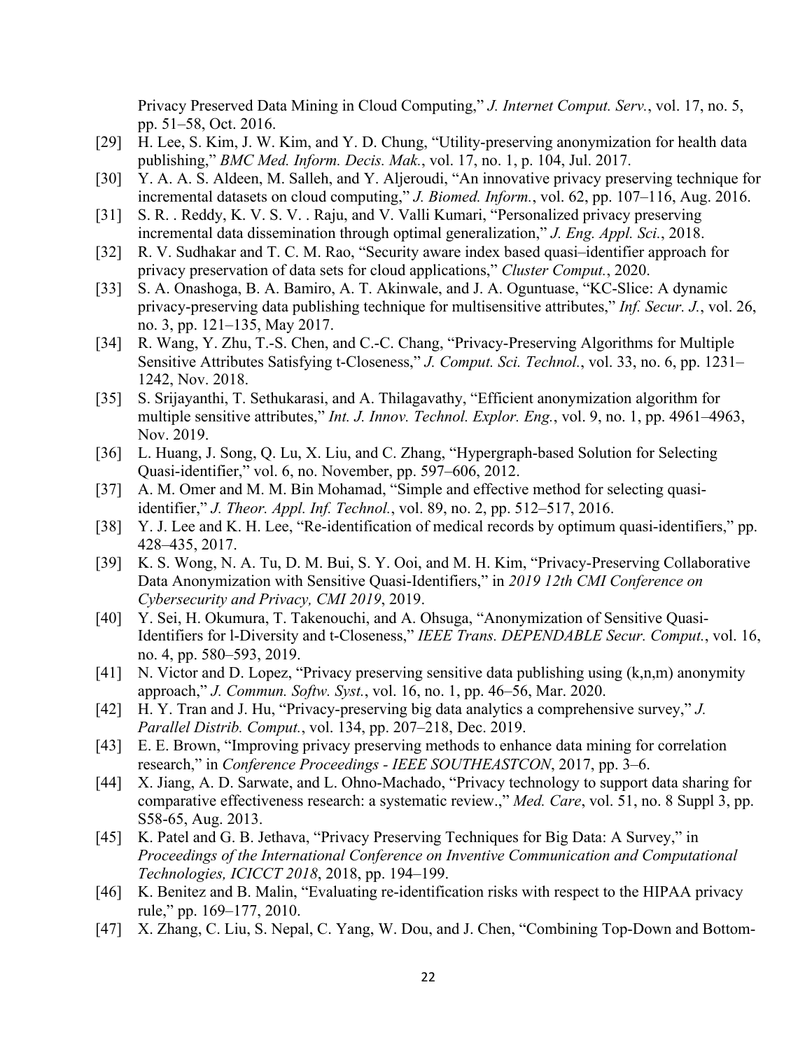Privacy Preserved Data Mining in Cloud Computing," *J. Internet Comput. Serv.*, vol. 17, no. 5, pp. 51–58, Oct. 2016.

[29] H. Lee, S. Kim, J. W. Kim, and Y. D. Chung, "Utility-preserving anonymization for health data publishing," *BMC Med. Inform. Decis. Mak.*, vol. 17, no. 1, p. 104, Jul. 2017.

[30] Y. A. A. S. Aldeen, M. Salleh, and Y. Aljeroudi, "An innovative privacy preserving technique for incremental datasets on cloud computing," *J. Biomed. Inform.*, vol. 62, pp. 107–116, Aug. 2016.

[31] S. R. . Reddy, K. V. S. V. . Raju, and V. Valli Kumari, "Personalized privacy preserving incremental data dissemination through optimal generalization," *J. Eng. Appl. Sci.*, 2018.

[32] R. V. Sudhakar and T. C. M. Rao, "Security aware index based quasi–identifier approach for privacy preservation of data sets for cloud applications," *Cluster Comput.*, 2020.

[33] S. A. Onashoga, B. A. Bamiro, A. T. Akinwale, and J. A. Oguntuase, "KC-Slice: A dynamic privacy-preserving data publishing technique for multisensitive attributes," *Inf. Secur. J.*, vol. 26, no. 3, pp. 121–135, May 2017.

[34] R. Wang, Y. Zhu, T.-S. Chen, and C.-C. Chang, "Privacy-Preserving Algorithms for Multiple Sensitive Attributes Satisfying t-Closeness," *J. Comput. Sci. Technol.*, vol. 33, no. 6, pp. 1231–1242, Nov. 2018.

[35] S. Srijayanthi, T. Sethukarasi, and A. Thilagavathy, "Efficient anonymization algorithm for multiple sensitive attributes," *Int. J. Innov. Technol. Explor. Eng.*, vol. 9, no. 1, pp. 4961–4963, Nov. 2019.

[36] L. Huang, J. Song, Q. Lu, X. Liu, and C. Zhang, "Hypergraph-based Solution for Selecting Quasi-identifier," vol. 6, no. November, pp. 597–606, 2012.

[37] A. M. Omer and M. M. Bin Mohamad, "Simple and effective method for selecting quasi-identifier," *J. Theor. Appl. Inf. Technol.*, vol. 89, no. 2, pp. 512–517, 2016.

[38] Y. J. Lee and K. H. Lee, "Re-identification of medical records by optimum quasi-identifiers," pp. 428–435, 2017.

[39] K. S. Wong, N. A. Tu, D. M. Bui, S. Y. Ooi, and M. H. Kim, "Privacy-Preserving Collaborative Data Anonymization with Sensitive Quasi-Identifiers," in *2019 12th CMI Conference on Cybersecurity and Privacy, CMI 2019*, 2019.

[40] Y. Sei, H. Okumura, T. Takenouchi, and A. Ohsuga, "Anonymization of Sensitive Quasi-Identifiers for l-Diversity and t-Closeness," *IEEE Trans. DEPENDABLE Secur. Comput.*, vol. 16, no. 4, pp. 580–593, 2019.

[41] N. Victor and D. Lopez, "Privacy preserving sensitive data publishing using (k,n,m) anonymity approach," *J. Commun. Softw. Syst.*, vol. 16, no. 1, pp. 46–56, Mar. 2020.

[42] H. Y. Tran and J. Hu, "Privacy-preserving big data analytics a comprehensive survey," *J. Parallel Distrib. Comput.*, vol. 134, pp. 207–218, Dec. 2019.

[43] E. E. Brown, "Improving privacy preserving methods to enhance data mining for correlation research," in *Conference Proceedings - IEEE SOUTHEASTCON*, 2017, pp. 3–6.

[44] X. Jiang, A. D. Sarwate, and L. Ohno-Machado, "Privacy technology to support data sharing for comparative effectiveness research: a systematic review.," *Med. Care*, vol. 51, no. 8 Suppl 3, pp. S58-65, Aug. 2013.

[45] K. Patel and G. B. Jethava, "Privacy Preserving Techniques for Big Data: A Survey," in *Proceedings of the International Conference on Inventive Communication and Computational Technologies, ICICCT 2018*, 2018, pp. 194–199.

[46] K. Benitez and B. Malin, "Evaluating re-identification risks with respect to the HIPAA privacy rule," pp. 169–177, 2010.

[47] X. Zhang, C. Liu, S. Nepal, C. Yang, W. Dou, and J. Chen, "Combining Top-Down and Bottom-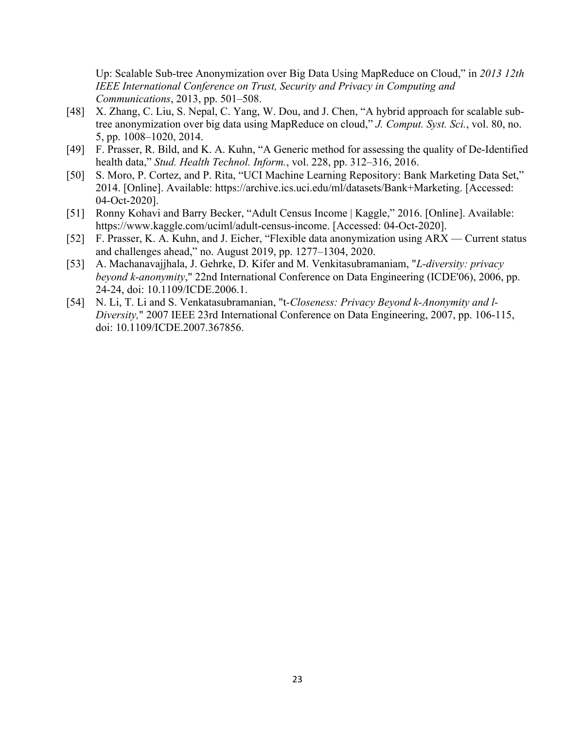Up: Scalable Sub-tree Anonymization over Big Data Using MapReduce on Cloud," in *2013 12th IEEE International Conference on Trust, Security and Privacy in Computing and Communications*, 2013, pp. 501–508.

[48] X. Zhang, C. Liu, S. Nepal, C. Yang, W. Dou, and J. Chen, "A hybrid approach for scalable sub-tree anonymization over big data using MapReduce on cloud," *J. Comput. Syst. Sci.*, vol. 80, no. 5, pp. 1008–1020, 2014.

[49] F. Prasser, R. Bild, and K. A. Kuhn, "A Generic method for assessing the quality of De-Identified health data," *Stud. Health Technol. Inform.*, vol. 228, pp. 312–316, 2016.

[50] S. Moro, P. Cortez, and P. Rita, "UCI Machine Learning Repository: Bank Marketing Data Set," 2014. [Online]. Available: https://archive.ics.uci.edu/ml/datasets/Bank+Marketing. [Accessed: 04-Oct-2020].

[51] Ronny Kohavi and Barry Becker, "Adult Census Income | Kaggle," 2016. [Online]. Available: https://www.kaggle.com/uciml/adult-census-income. [Accessed: 04-Oct-2020].

[52] F. Prasser, K. A. Kuhn, and J. Eicher, "Flexible data anonymization using ARX — Current status and challenges ahead," no. August 2019, pp. 1277–1304, 2020.

[53] A. Machanavajjhala, J. Gehrke, D. Kifer and M. Venkitasubramaniam, "*L-diversity: privacy beyond k-anonymity*," 22nd International Conference on Data Engineering (ICDE'06), 2006, pp. 24-24, doi: 10.1109/ICDE.2006.1.

[54] N. Li, T. Li and S. Venkatasubramanian, "t-*Closeness: Privacy Beyond k-Anonymity and l-Diversity,*" 2007 IEEE 23rd International Conference on Data Engineering, 2007, pp. 106-115, doi: 10.1109/ICDE.2007.367856.